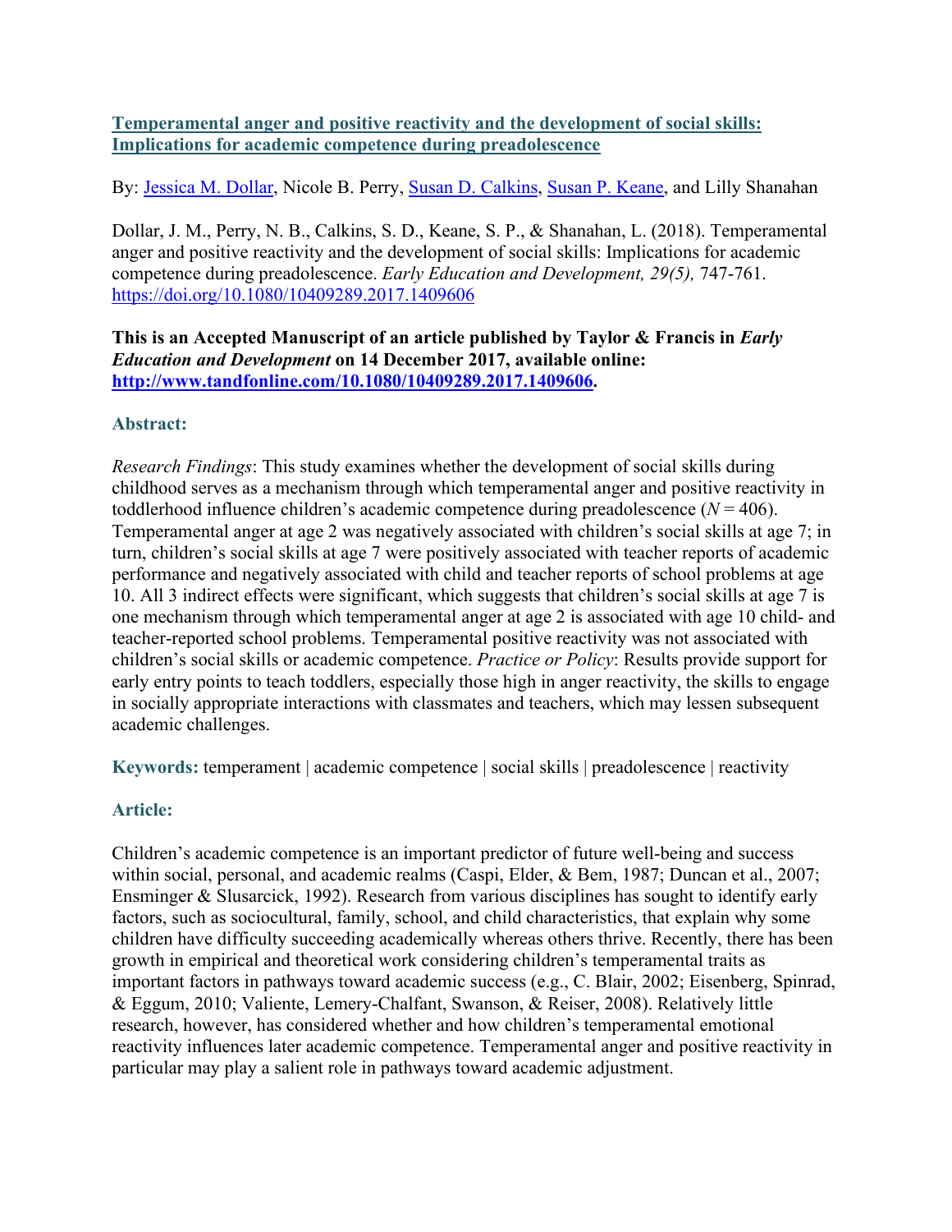# [Temperamental anger and positive reactivity and the development of social skills: Implications for academic competence during preadolescence](#)

By: [Jessica M. Dollar](#), Nicole B. Perry, [Susan D. Calkins](#), [Susan P. Keane](#), and Lilly Shanahan

Dollar, J. M., Perry, N. B., Calkins, S. D., Keane, S. P., & Shanahan, L. (2018). Temperamental anger and positive reactivity and the development of social skills: Implications for academic competence during preadolescence. *Early Education and Development, 29(5),* 747-761. [https://doi.org/10.1080/10409289.2017.1409606](https://doi.org/10.1080/10409289.2017.1409606)

**This is an Accepted Manuscript of an article published by Taylor & Francis in *Early Education and Development* on 14 December 2017, available online: [http://www.tandfonline.com/10.1080/10409289.2017.1409606](http://www.tandfonline.com/10.1080/10409289.2017.1409606).**

## Abstract:

*Research Findings*: This study examines whether the development of social skills during childhood serves as a mechanism through which temperamental anger and positive reactivity in toddlerhood influence children's academic competence during preadolescence ($N = 406$). Temperamental anger at age 2 was negatively associated with children's social skills at age 7; in turn, children's social skills at age 7 were positively associated with teacher reports of academic performance and negatively associated with child and teacher reports of school problems at age 10. All 3 indirect effects were significant, which suggests that children's social skills at age 7 is one mechanism through which temperamental anger at age 2 is associated with age 10 child- and teacher-reported school problems. Temperamental positive reactivity was not associated with children's social skills or academic competence. *Practice or Policy*: Results provide support for early entry points to teach toddlers, especially those high in anger reactivity, the skills to engage in socially appropriate interactions with classmates and teachers, which may lessen subsequent academic challenges.

**Keywords:** temperament | academic competence | social skills | preadolescence | reactivity

## Article:

Children's academic competence is an important predictor of future well-being and success within social, personal, and academic realms (Caspi, Elder, & Bem, 1987; Duncan et al., 2007; Ensminger & Slusarcick, 1992). Research from various disciplines has sought to identify early factors, such as sociocultural, family, school, and child characteristics, that explain why some children have difficulty succeeding academically whereas others thrive. Recently, there has been growth in empirical and theoretical work considering children's temperamental traits as important factors in pathways toward academic success (e.g., C. Blair, 2002; Eisenberg, Spinrad, & Eggum, 2010; Valiente, Lemery-Chalfant, Swanson, & Reiser, 2008). Relatively little research, however, has considered whether and how children's temperamental emotional reactivity influences later academic competence. Temperamental anger and positive reactivity in particular may play a salient role in pathways toward academic adjustment.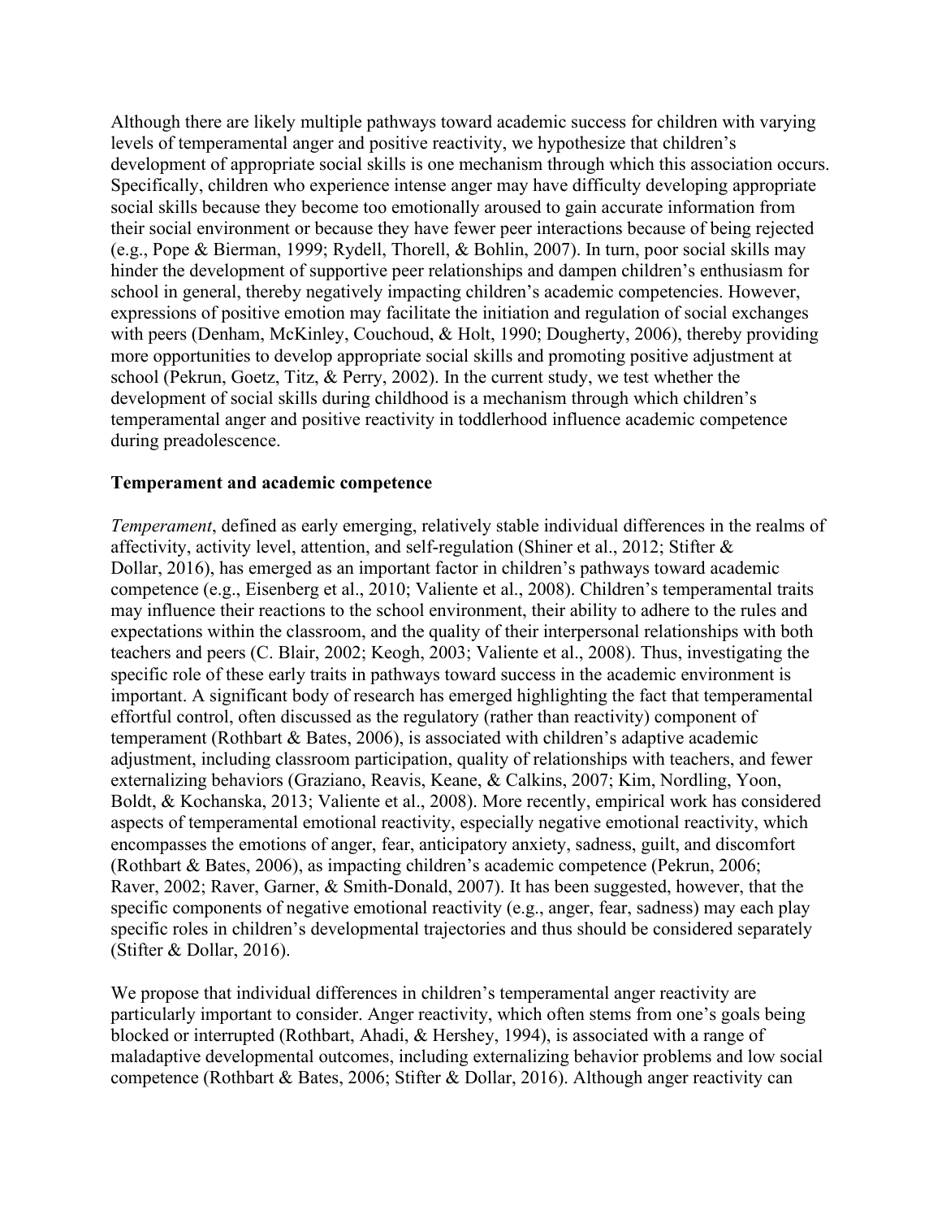Although there are likely multiple pathways toward academic success for children with varying levels of temperamental anger and positive reactivity, we hypothesize that children's development of appropriate social skills is one mechanism through which this association occurs. Specifically, children who experience intense anger may have difficulty developing appropriate social skills because they become too emotionally aroused to gain accurate information from their social environment or because they have fewer peer interactions because of being rejected (e.g., Pope & Bierman, 1999; Rydell, Thorell, & Bohlin, 2007). In turn, poor social skills may hinder the development of supportive peer relationships and dampen children's enthusiasm for school in general, thereby negatively impacting children's academic competencies. However, expressions of positive emotion may facilitate the initiation and regulation of social exchanges with peers (Denham, McKinley, Couchoud, & Holt, 1990; Dougherty, 2006), thereby providing more opportunities to develop appropriate social skills and promoting positive adjustment at school (Pekrun, Goetz, Titz, & Perry, 2002). In the current study, we test whether the development of social skills during childhood is a mechanism through which children's temperamental anger and positive reactivity in toddlerhood influence academic competence during preadolescence.

### Temperament and academic competence

*Temperament*, defined as early emerging, relatively stable individual differences in the realms of affectivity, activity level, attention, and self-regulation (Shiner et al., 2012; Stifter & Dollar, 2016), has emerged as an important factor in children's pathways toward academic competence (e.g., Eisenberg et al., 2010; Valiente et al., 2008). Children's temperamental traits may influence their reactions to the school environment, their ability to adhere to the rules and expectations within the classroom, and the quality of their interpersonal relationships with both teachers and peers (C. Blair, 2002; Keogh, 2003; Valiente et al., 2008). Thus, investigating the specific role of these early traits in pathways toward success in the academic environment is important. A significant body of research has emerged highlighting the fact that temperamental effortful control, often discussed as the regulatory (rather than reactivity) component of temperament (Rothbart & Bates, 2006), is associated with children's adaptive academic adjustment, including classroom participation, quality of relationships with teachers, and fewer externalizing behaviors (Graziano, Reavis, Keane, & Calkins, 2007; Kim, Nordling, Yoon, Boldt, & Kochanska, 2013; Valiente et al., 2008). More recently, empirical work has considered aspects of temperamental emotional reactivity, especially negative emotional reactivity, which encompasses the emotions of anger, fear, anticipatory anxiety, sadness, guilt, and discomfort (Rothbart & Bates, 2006), as impacting children's academic competence (Pekrun, 2006; Raver, 2002; Raver, Garner, & Smith-Donald, 2007). It has been suggested, however, that the specific components of negative emotional reactivity (e.g., anger, fear, sadness) may each play specific roles in children's developmental trajectories and thus should be considered separately (Stifter & Dollar, 2016).

We propose that individual differences in children's temperamental anger reactivity are particularly important to consider. Anger reactivity, which often stems from one's goals being blocked or interrupted (Rothbart, Ahadi, & Hershey, 1994), is associated with a range of maladaptive developmental outcomes, including externalizing behavior problems and low social competence (Rothbart & Bates, 2006; Stifter & Dollar, 2016). Although anger reactivity can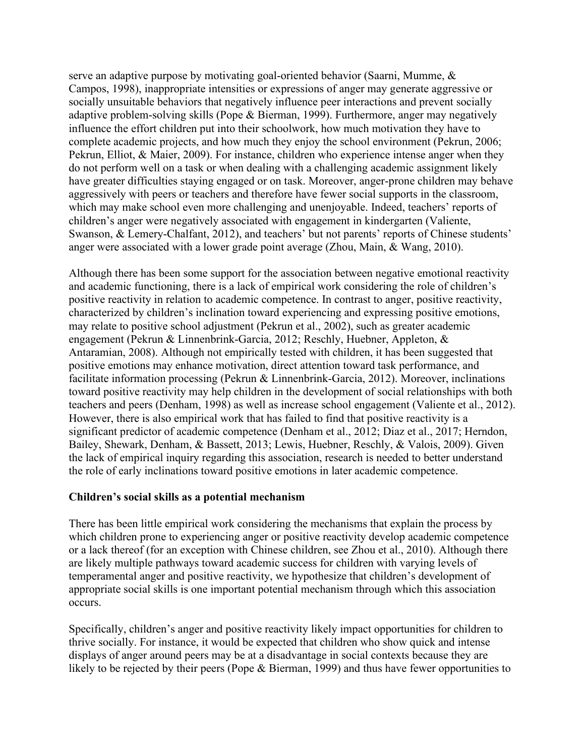serve an adaptive purpose by motivating goal-oriented behavior (Saarni, Mumme, & Campos, 1998), inappropriate intensities or expressions of anger may generate aggressive or socially unsuitable behaviors that negatively influence peer interactions and prevent socially adaptive problem-solving skills (Pope & Bierman, 1999). Furthermore, anger may negatively influence the effort children put into their schoolwork, how much motivation they have to complete academic projects, and how much they enjoy the school environment (Pekrun, 2006; Pekrun, Elliot, & Maier, 2009). For instance, children who experience intense anger when they do not perform well on a task or when dealing with a challenging academic assignment likely have greater difficulties staying engaged or on task. Moreover, anger-prone children may behave aggressively with peers or teachers and therefore have fewer social supports in the classroom, which may make school even more challenging and unenjoyable. Indeed, teachers' reports of children's anger were negatively associated with engagement in kindergarten (Valiente, Swanson, & Lemery-Chalfant, 2012), and teachers' but not parents' reports of Chinese students' anger were associated with a lower grade point average (Zhou, Main, & Wang, 2010).

Although there has been some support for the association between negative emotional reactivity and academic functioning, there is a lack of empirical work considering the role of children's positive reactivity in relation to academic competence. In contrast to anger, positive reactivity, characterized by children's inclination toward experiencing and expressing positive emotions, may relate to positive school adjustment (Pekrun et al., 2002), such as greater academic engagement (Pekrun & Linnenbrink-Garcia, 2012; Reschly, Huebner, Appleton, & Antaramian, 2008). Although not empirically tested with children, it has been suggested that positive emotions may enhance motivation, direct attention toward task performance, and facilitate information processing (Pekrun & Linnenbrink-Garcia, 2012). Moreover, inclinations toward positive reactivity may help children in the development of social relationships with both teachers and peers (Denham, 1998) as well as increase school engagement (Valiente et al., 2012). However, there is also empirical work that has failed to find that positive reactivity is a significant predictor of academic competence (Denham et al., 2012; Diaz et al., 2017; Herndon, Bailey, Shewark, Denham, & Bassett, 2013; Lewis, Huebner, Reschly, & Valois, 2009). Given the lack of empirical inquiry regarding this association, research is needed to better understand the role of early inclinations toward positive emotions in later academic competence.

**Children's social skills as a potential mechanism**

There has been little empirical work considering the mechanisms that explain the process by which children prone to experiencing anger or positive reactivity develop academic competence or a lack thereof (for an exception with Chinese children, see Zhou et al., 2010). Although there are likely multiple pathways toward academic success for children with varying levels of temperamental anger and positive reactivity, we hypothesize that children's development of appropriate social skills is one important potential mechanism through which this association occurs.

Specifically, children's anger and positive reactivity likely impact opportunities for children to thrive socially. For instance, it would be expected that children who show quick and intense displays of anger around peers may be at a disadvantage in social contexts because they are likely to be rejected by their peers (Pope & Bierman, 1999) and thus have fewer opportunities to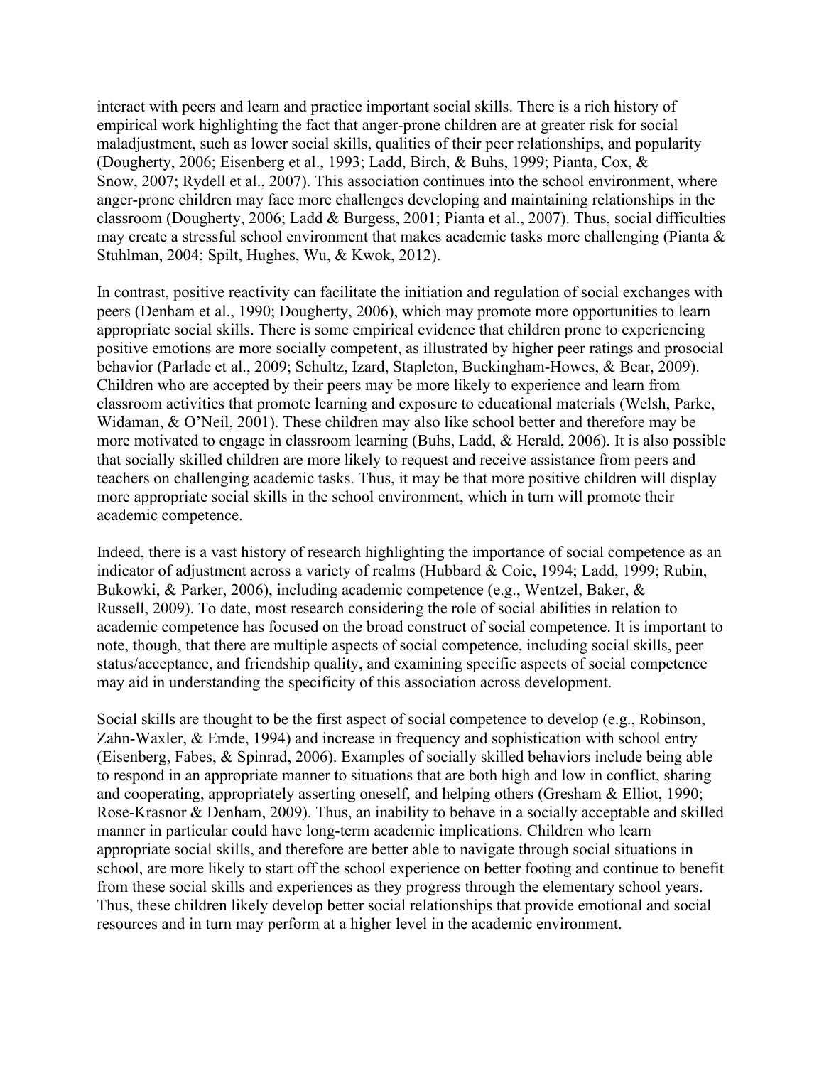interact with peers and learn and practice important social skills. There is a rich history of empirical work highlighting the fact that anger-prone children are at greater risk for social maladjustment, such as lower social skills, qualities of their peer relationships, and popularity (Dougherty, 2006; Eisenberg et al., 1993; Ladd, Birch, & Buhs, 1999; Pianta, Cox, & Snow, 2007; Rydell et al., 2007). This association continues into the school environment, where anger-prone children may face more challenges developing and maintaining relationships in the classroom (Dougherty, 2006; Ladd & Burgess, 2001; Pianta et al., 2007). Thus, social difficulties may create a stressful school environment that makes academic tasks more challenging (Pianta & Stuhlman, 2004; Spilt, Hughes, Wu, & Kwok, 2012).

In contrast, positive reactivity can facilitate the initiation and regulation of social exchanges with peers (Denham et al., 1990; Dougherty, 2006), which may promote more opportunities to learn appropriate social skills. There is some empirical evidence that children prone to experiencing positive emotions are more socially competent, as illustrated by higher peer ratings and prosocial behavior (Parlade et al., 2009; Schultz, Izard, Stapleton, Buckingham-Howes, & Bear, 2009). Children who are accepted by their peers may be more likely to experience and learn from classroom activities that promote learning and exposure to educational materials (Welsh, Parke, Widaman, & O'Neil, 2001). These children may also like school better and therefore may be more motivated to engage in classroom learning (Buhs, Ladd, & Herald, 2006). It is also possible that socially skilled children are more likely to request and receive assistance from peers and teachers on challenging academic tasks. Thus, it may be that more positive children will display more appropriate social skills in the school environment, which in turn will promote their academic competence.

Indeed, there is a vast history of research highlighting the importance of social competence as an indicator of adjustment across a variety of realms (Hubbard & Coie, 1994; Ladd, 1999; Rubin, Bukowki, & Parker, 2006), including academic competence (e.g., Wentzel, Baker, & Russell, 2009). To date, most research considering the role of social abilities in relation to academic competence has focused on the broad construct of social competence. It is important to note, though, that there are multiple aspects of social competence, including social skills, peer status/acceptance, and friendship quality, and examining specific aspects of social competence may aid in understanding the specificity of this association across development.

Social skills are thought to be the first aspect of social competence to develop (e.g., Robinson, Zahn-Waxler, & Emde, 1994) and increase in frequency and sophistication with school entry (Eisenberg, Fabes, & Spinrad, 2006). Examples of socially skilled behaviors include being able to respond in an appropriate manner to situations that are both high and low in conflict, sharing and cooperating, appropriately asserting oneself, and helping others (Gresham & Elliot, 1990; Rose-Krasnor & Denham, 2009). Thus, an inability to behave in a socially acceptable and skilled manner in particular could have long-term academic implications. Children who learn appropriate social skills, and therefore are better able to navigate through social situations in school, are more likely to start off the school experience on better footing and continue to benefit from these social skills and experiences as they progress through the elementary school years. Thus, these children likely develop better social relationships that provide emotional and social resources and in turn may perform at a higher level in the academic environment.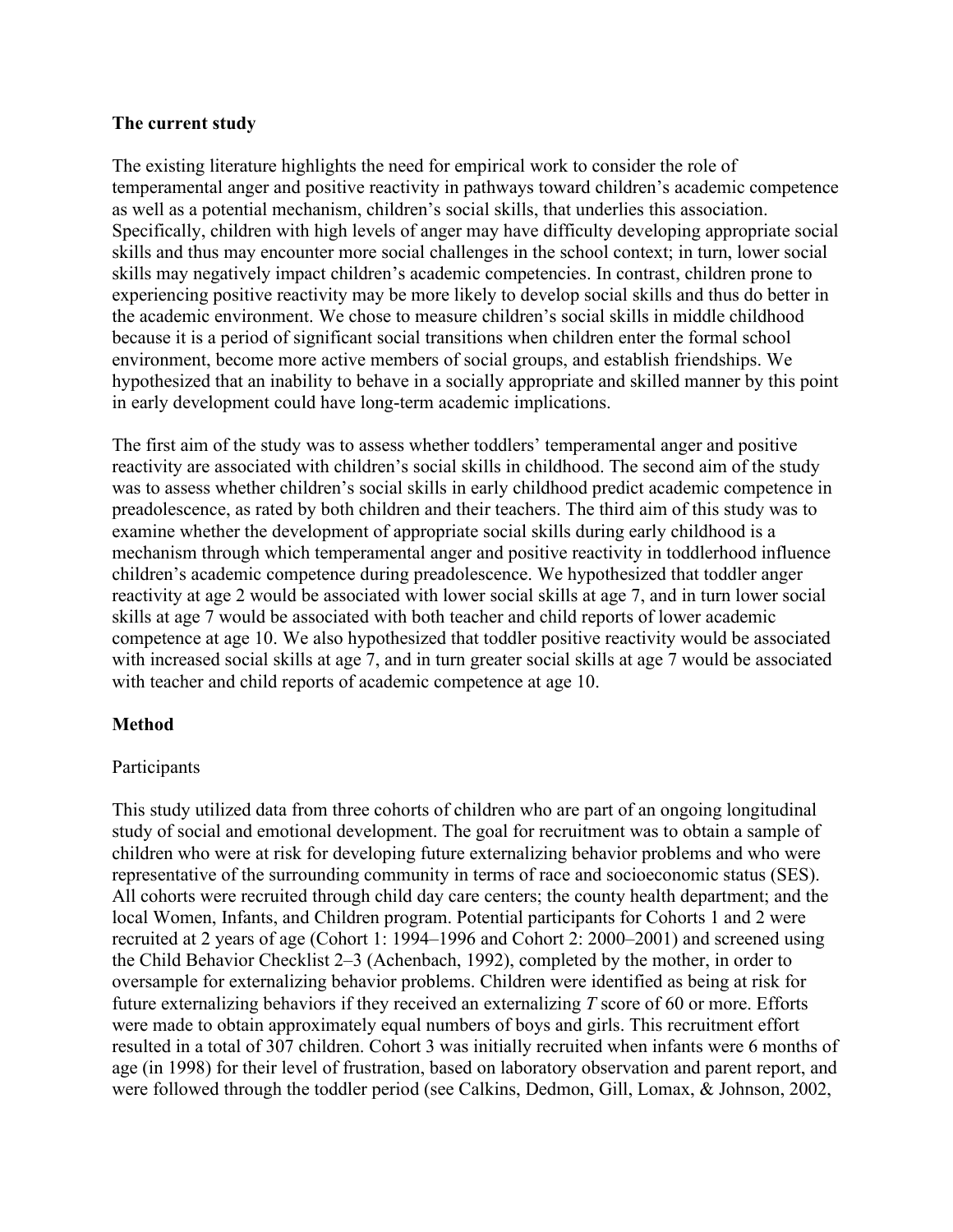## The current study

The existing literature highlights the need for empirical work to consider the role of temperamental anger and positive reactivity in pathways toward children's academic competence as well as a potential mechanism, children's social skills, that underlies this association. Specifically, children with high levels of anger may have difficulty developing appropriate social skills and thus may encounter more social challenges in the school context; in turn, lower social skills may negatively impact children's academic competencies. In contrast, children prone to experiencing positive reactivity may be more likely to develop social skills and thus do better in the academic environment. We chose to measure children's social skills in middle childhood because it is a period of significant social transitions when children enter the formal school environment, become more active members of social groups, and establish friendships. We hypothesized that an inability to behave in a socially appropriate and skilled manner by this point in early development could have long-term academic implications.

The first aim of the study was to assess whether toddlers' temperamental anger and positive reactivity are associated with children's social skills in childhood. The second aim of the study was to assess whether children's social skills in early childhood predict academic competence in preadolescence, as rated by both children and their teachers. The third aim of this study was to examine whether the development of appropriate social skills during early childhood is a mechanism through which temperamental anger and positive reactivity in toddlerhood influence children's academic competence during preadolescence. We hypothesized that toddler anger reactivity at age 2 would be associated with lower social skills at age 7, and in turn lower social skills at age 7 would be associated with both teacher and child reports of lower academic competence at age 10. We also hypothesized that toddler positive reactivity would be associated with increased social skills at age 7, and in turn greater social skills at age 7 would be associated with teacher and child reports of academic competence at age 10.

## Method

### Participants

This study utilized data from three cohorts of children who are part of an ongoing longitudinal study of social and emotional development. The goal for recruitment was to obtain a sample of children who were at risk for developing future externalizing behavior problems and who were representative of the surrounding community in terms of race and socioeconomic status (SES). All cohorts were recruited through child day care centers; the county health department; and the local Women, Infants, and Children program. Potential participants for Cohorts 1 and 2 were recruited at 2 years of age (Cohort 1: 1994–1996 and Cohort 2: 2000–2001) and screened using the Child Behavior Checklist 2–3 (Achenbach, 1992), completed by the mother, in order to oversample for externalizing behavior problems. Children were identified as being at risk for future externalizing behaviors if they received an externalizing *T* score of 60 or more. Efforts were made to obtain approximately equal numbers of boys and girls. This recruitment effort resulted in a total of 307 children. Cohort 3 was initially recruited when infants were 6 months of age (in 1998) for their level of frustration, based on laboratory observation and parent report, and were followed through the toddler period (see Calkins, Dedmon, Gill, Lomax, & Johnson, 2002,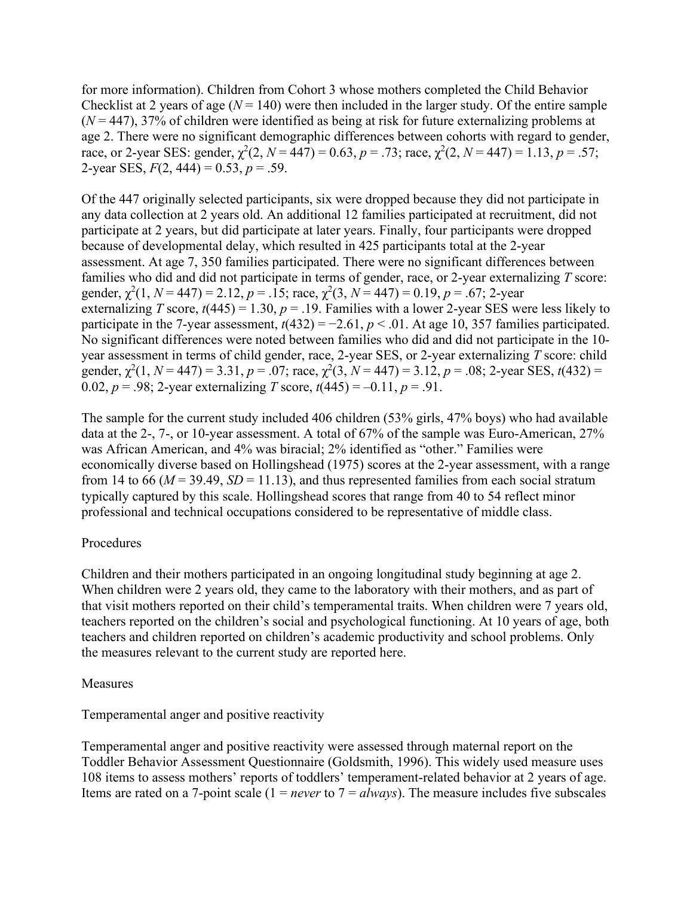for more information). Children from Cohort 3 whose mothers completed the Child Behavior Checklist at 2 years of age ($N = 140$) were then included in the larger study. Of the entire sample ($N = 447$), 37% of children were identified as being at risk for future externalizing problems at age 2. There were no significant demographic differences between cohorts with regard to gender, race, or 2-year SES: gender, $\chi^2(2, N = 447) = 0.63$, $p = .73$; race, $\chi^2(2, N = 447) = 1.13$, $p = .57$; 2-year SES, $F(2, 444) = 0.53$, $p = .59$.

Of the 447 originally selected participants, six were dropped because they did not participate in any data collection at 2 years old. An additional 12 families participated at recruitment, did not participate at 2 years, but did participate at later years. Finally, four participants were dropped because of developmental delay, which resulted in 425 participants total at the 2-year assessment. At age 7, 350 families participated. There were no significant differences between families who did and did not participate in terms of gender, race, or 2-year externalizing *T* score: gender, $\chi^2(1, N = 447) = 2.12$, $p = .15$; race, $\chi^2(3, N = 447) = 0.19$, $p = .67$; 2-year externalizing *T* score, $t(445) = 1.30$, $p = .19$. Families with a lower 2-year SES were less likely to participate in the 7-year assessment, $t(432) = -2.61$, $p < .01$. At age 10, 357 families participated. No significant differences were noted between families who did and did not participate in the 10-year assessment in terms of child gender, race, 2-year SES, or 2-year externalizing *T* score: child gender, $\chi^2(1, N = 447) = 3.31$, $p = .07$; race, $\chi^2(3, N = 447) = 3.12$, $p = .08$; 2-year SES, $t(432) = 0.02$, $p = .98$; 2-year externalizing *T* score, $t(445) = -0.11$, $p = .91$.

The sample for the current study included 406 children (53% girls, 47% boys) who had available data at the 2-, 7-, or 10-year assessment. A total of 67% of the sample was Euro-American, 27% was African American, and 4% was biracial; 2% identified as "other." Families were economically diverse based on Hollingshead (1975) scores at the 2-year assessment, with a range from 14 to 66 ($M = 39.49$, $SD = 11.13$), and thus represented families from each social stratum typically captured by this scale. Hollingshead scores that range from 40 to 54 reflect minor professional and technical occupations considered to be representative of middle class.

## Procedures

Children and their mothers participated in an ongoing longitudinal study beginning at age 2. When children were 2 years old, they came to the laboratory with their mothers, and as part of that visit mothers reported on their child's temperamental traits. When children were 7 years old, teachers reported on the children's social and psychological functioning. At 10 years of age, both teachers and children reported on children's academic productivity and school problems. Only the measures relevant to the current study are reported here.

## Measures

### Temperamental anger and positive reactivity

Temperamental anger and positive reactivity were assessed through maternal report on the Toddler Behavior Assessment Questionnaire (Goldsmith, 1996). This widely used measure uses 108 items to assess mothers' reports of toddlers' temperament-related behavior at 2 years of age. Items are rated on a 7-point scale (1 = *never* to 7 = *always*). The measure includes five subscales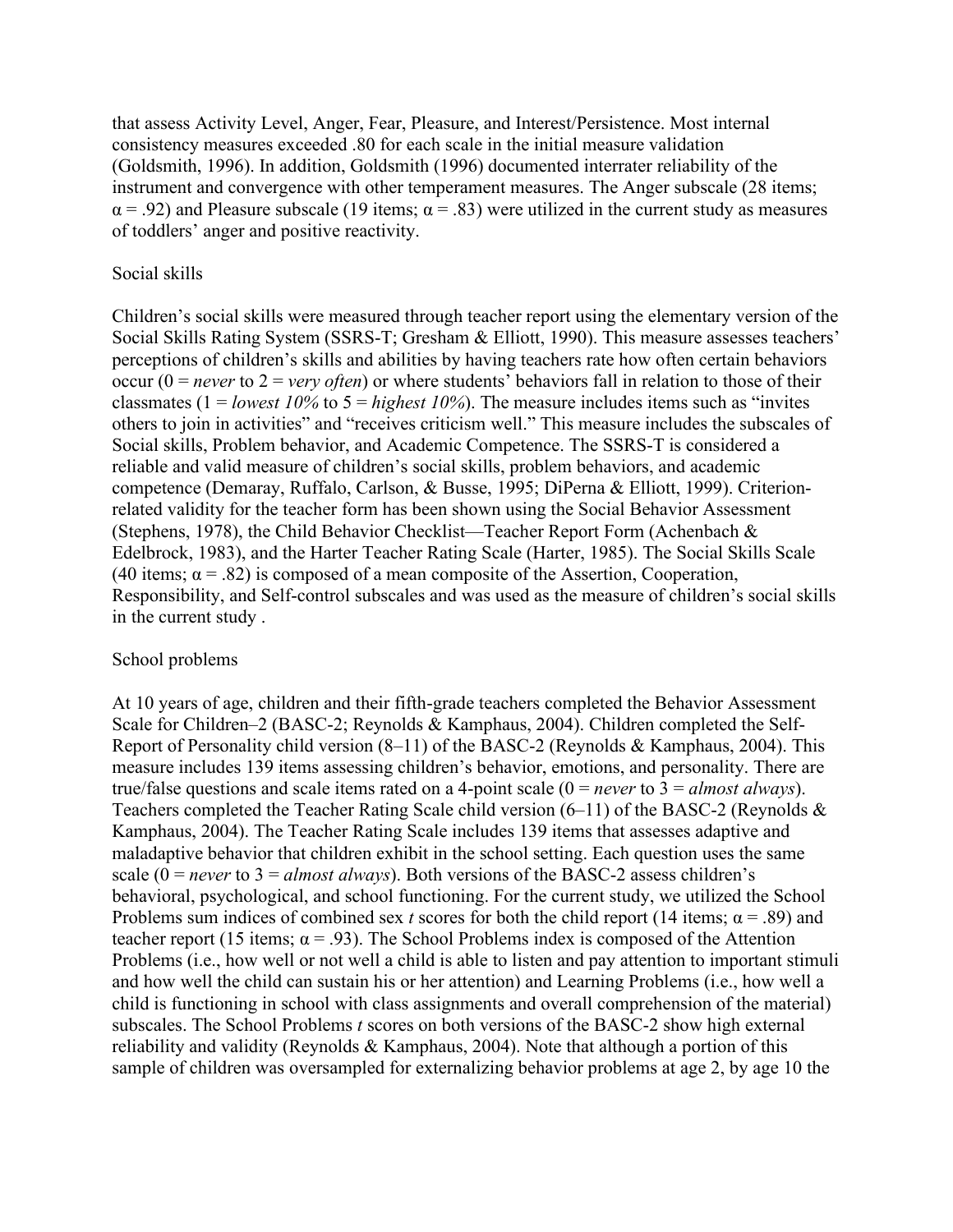that assess Activity Level, Anger, Fear, Pleasure, and Interest/Persistence. Most internal consistency measures exceeded .80 for each scale in the initial measure validation (Goldsmith, 1996). In addition, Goldsmith (1996) documented interrater reliability of the instrument and convergence with other temperament measures. The Anger subscale (28 items; $\alpha = .92$) and Pleasure subscale (19 items; $\alpha = .83$) were utilized in the current study as measures of toddlers' anger and positive reactivity.

### Social skills

Children's social skills were measured through teacher report using the elementary version of the Social Skills Rating System (SSRS-T; Gresham & Elliott, 1990). This measure assesses teachers' perceptions of children's skills and abilities by having teachers rate how often certain behaviors occur (0 = *never* to 2 = *very often*) or where students' behaviors fall in relation to those of their classmates (1 = *lowest 10%* to 5 = *highest 10%*). The measure includes items such as "invites others to join in activities" and "receives criticism well." This measure includes the subscales of Social skills, Problem behavior, and Academic Competence. The SSRS-T is considered a reliable and valid measure of children's social skills, problem behaviors, and academic competence (Demaray, Ruffalo, Carlson, & Busse, 1995; DiPerna & Elliott, 1999). Criterion-related validity for the teacher form has been shown using the Social Behavior Assessment (Stephens, 1978), the Child Behavior Checklist—Teacher Report Form (Achenbach & Edelbrock, 1983), and the Harter Teacher Rating Scale (Harter, 1985). The Social Skills Scale (40 items; $\alpha = .82$) is composed of a mean composite of the Assertion, Cooperation, Responsibility, and Self-control subscales and was used as the measure of children's social skills in the current study .

### School problems

At 10 years of age, children and their fifth-grade teachers completed the Behavior Assessment Scale for Children–2 (BASC-2; Reynolds & Kamphaus, 2004). Children completed the Self-Report of Personality child version (8–11) of the BASC-2 (Reynolds & Kamphaus, 2004). This measure includes 139 items assessing children's behavior, emotions, and personality. There are true/false questions and scale items rated on a 4-point scale (0 = *never* to 3 = *almost always*). Teachers completed the Teacher Rating Scale child version (6–11) of the BASC-2 (Reynolds & Kamphaus, 2004). The Teacher Rating Scale includes 139 items that assesses adaptive and maladaptive behavior that children exhibit in the school setting. Each question uses the same scale (0 = *never* to 3 = *almost always*). Both versions of the BASC-2 assess children's behavioral, psychological, and school functioning. For the current study, we utilized the School Problems sum indices of combined sex *t* scores for both the child report (14 items; $\alpha = .89$) and teacher report (15 items; $\alpha = .93$). The School Problems index is composed of the Attention Problems (i.e., how well or not well a child is able to listen and pay attention to important stimuli and how well the child can sustain his or her attention) and Learning Problems (i.e., how well a child is functioning in school with class assignments and overall comprehension of the material) subscales. The School Problems *t* scores on both versions of the BASC-2 show high external reliability and validity (Reynolds & Kamphaus, 2004). Note that although a portion of this sample of children was oversampled for externalizing behavior problems at age 2, by age 10 the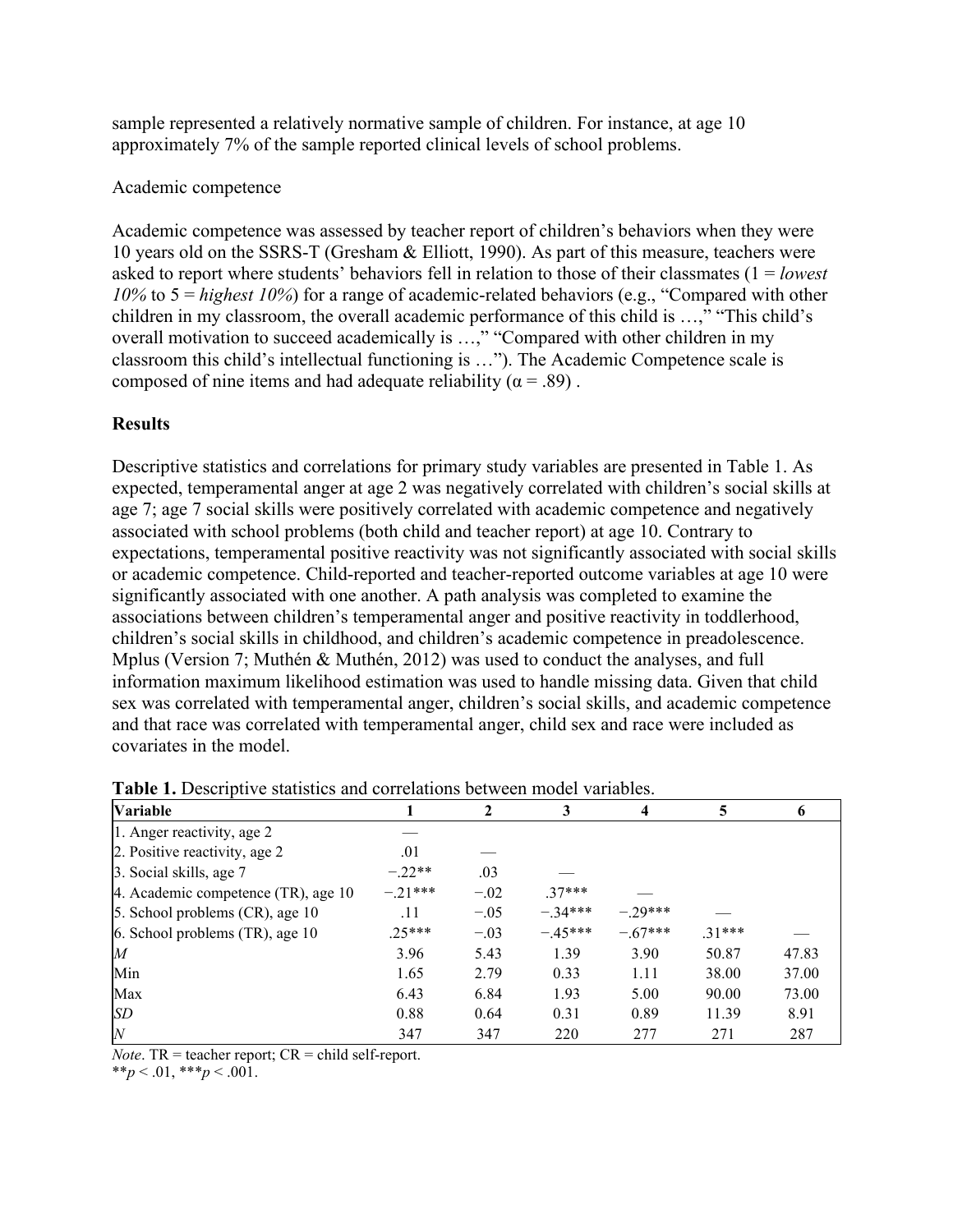sample represented a relatively normative sample of children. For instance, at age 10 approximately 7% of the sample reported clinical levels of school problems.

Academic competence

Academic competence was assessed by teacher report of children's behaviors when they were 10 years old on the SSRS-T (Gresham & Elliott, 1990). As part of this measure, teachers were asked to report where students' behaviors fell in relation to those of their classmates (1 = *lowest 10%* to 5 = *highest 10%*) for a range of academic-related behaviors (e.g., "Compared with other children in my classroom, the overall academic performance of this child is …," "This child's overall motivation to succeed academically is …," "Compared with other children in my classroom this child's intellectual functioning is …"). The Academic Competence scale is composed of nine items and had adequate reliability (α = .89) .

## Results

Descriptive statistics and correlations for primary study variables are presented in Table 1. As expected, temperamental anger at age 2 was negatively correlated with children's social skills at age 7; age 7 social skills were positively correlated with academic competence and negatively associated with school problems (both child and teacher report) at age 10. Contrary to expectations, temperamental positive reactivity was not significantly associated with social skills or academic competence. Child-reported and teacher-reported outcome variables at age 10 were significantly associated with one another. A path analysis was completed to examine the associations between children's temperamental anger and positive reactivity in toddlerhood, children's social skills in childhood, and children's academic competence in preadolescence. Mplus (Version 7; Muthén & Muthén, 2012) was used to conduct the analyses, and full information maximum likelihood estimation was used to handle missing data. Given that child sex was correlated with temperamental anger, children's social skills, and academic competence and that race was correlated with temperamental anger, child sex and race were included as covariates in the model.

**Table 1.** Descriptive statistics and correlations between model variables.

| Variable | 1 | 2 | 3 | 4 | 5 | 6 |
|---|---|---|---|---|---|---|
| 1. Anger reactivity, age 2 | — | | | | | |
| 2. Positive reactivity, age 2 | .01 | — | | | | |
| 3. Social skills, age 7 | −.22** | .03 | — | | | |
| 4. Academic competence (TR), age 10 | −.21*** | −.02 | .37*** | — | | |
| 5. School problems (CR), age 10 | .11 | −.05 | −.34*** | −.29*** | — | |
| 6. School problems (TR), age 10 | .25*** | −.03 | −.45*** | −.67*** | .31*** | — |
| *M* | 3.96 | 5.43 | 1.39 | 3.90 | 50.87 | 47.83 |
| Min | 1.65 | 2.79 | 0.33 | 1.11 | 38.00 | 37.00 |
| Max | 6.43 | 6.84 | 1.93 | 5.00 | 90.00 | 73.00 |
| *SD* | 0.88 | 0.64 | 0.31 | 0.89 | 11.39 | 8.91 |
| *N* | 347 | 347 | 220 | 277 | 271 | 287 |

*Note*. TR = teacher report; CR = child self-report.
** $p < .01$, *** $p < .001$.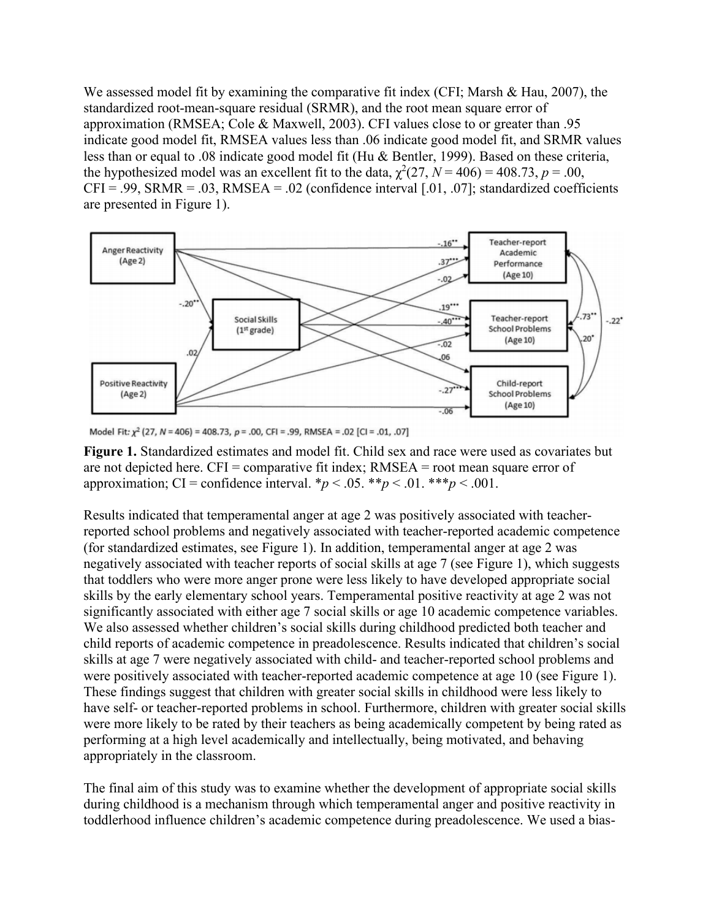We assessed model fit by examining the comparative fit index (CFI; Marsh & Hau, 2007), the standardized root-mean-square residual (SRMR), and the root mean square error of approximation (RMSEA; Cole & Maxwell, 2003). CFI values close to or greater than .95 indicate good model fit, RMSEA values less than .06 indicate good model fit, and SRMR values less than or equal to .08 indicate good model fit (Hu & Bentler, 1999). Based on these criteria, the hypothesized model was an excellent fit to the data, $\chi^2(27, N = 406) = 408.73$, $p = .00$, CFI = .99, SRMR = .03, RMSEA = .02 (confidence interval [.01, .07]; standardized coefficients are presented in Figure 1).

**Figure 1.** Standardized estimates and model fit. Child sex and race were used as covariates but are not depicted here. CFI = comparative fit index; RMSEA = root mean square error of approximation; CI = confidence interval. $^*p < .05$. $^{**}p < .01$. $^{***}p < .001$.

Results indicated that temperamental anger at age 2 was positively associated with teacher-reported school problems and negatively associated with teacher-reported academic competence (for standardized estimates, see Figure 1). In addition, temperamental anger at age 2 was negatively associated with teacher reports of social skills at age 7 (see Figure 1), which suggests that toddlers who were more anger prone were less likely to have developed appropriate social skills by the early elementary school years. Temperamental positive reactivity at age 2 was not significantly associated with either age 7 social skills or age 10 academic competence variables. We also assessed whether children's social skills during childhood predicted both teacher and child reports of academic competence in preadolescence. Results indicated that children's social skills at age 7 were negatively associated with child- and teacher-reported school problems and were positively associated with teacher-reported academic competence at age 10 (see Figure 1). These findings suggest that children with greater social skills in childhood were less likely to have self- or teacher-reported problems in school. Furthermore, children with greater social skills were more likely to be rated by their teachers as being academically competent by being rated as performing at a high level academically and intellectually, being motivated, and behaving appropriately in the classroom.

The final aim of this study was to examine whether the development of appropriate social skills during childhood is a mechanism through which temperamental anger and positive reactivity in toddlerhood influence children's academic competence during preadolescence. We used a bias-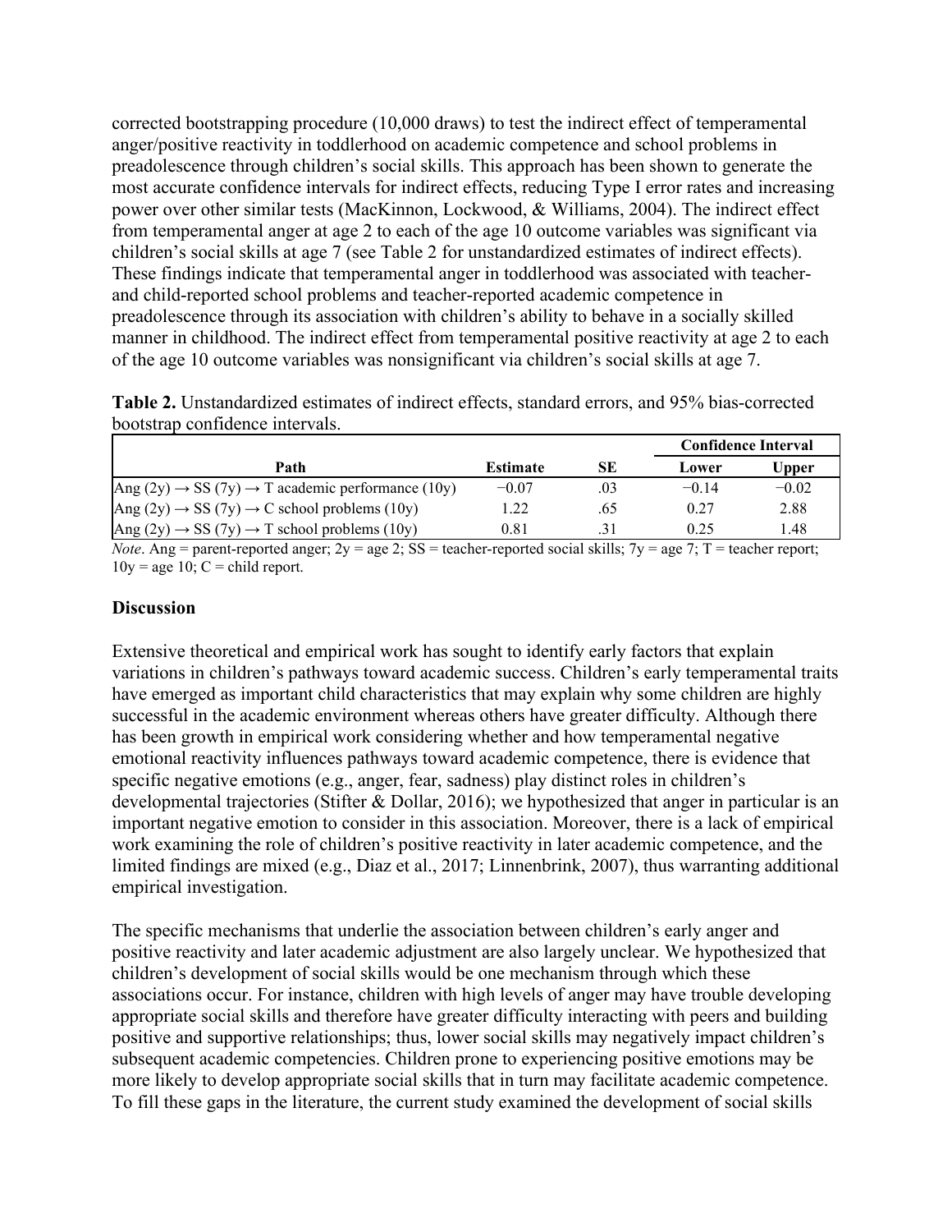corrected bootstrapping procedure (10,000 draws) to test the indirect effect of temperamental anger/positive reactivity in toddlerhood on academic competence and school problems in preadolescence through children's social skills. This approach has been shown to generate the most accurate confidence intervals for indirect effects, reducing Type I error rates and increasing power over other similar tests (MacKinnon, Lockwood, & Williams, 2004). The indirect effect from temperamental anger at age 2 to each of the age 10 outcome variables was significant via children's social skills at age 7 (see Table 2 for unstandardized estimates of indirect effects). These findings indicate that temperamental anger in toddlerhood was associated with teacher- and child-reported school problems and teacher-reported academic competence in preadolescence through its association with children's ability to behave in a socially skilled manner in childhood. The indirect effect from temperamental positive reactivity at age 2 to each of the age 10 outcome variables was nonsignificant via children's social skills at age 7.

**Table 2.** Unstandardized estimates of indirect effects, standard errors, and 95% bias-corrected bootstrap confidence intervals.

| | | | Confidence Interval | |
|---|---|---|---|---|
| **Path** | **Estimate** | **SE** | **Lower** | **Upper** |
| Ang (2y) → SS (7y) → T academic performance (10y) | −0.07 | .03 | −0.14 | −0.02 |
| Ang (2y) → SS (7y) → C school problems (10y) | 1.22 | .65 | 0.27 | 2.88 |
| Ang (2y) → SS (7y) → T school problems (10y) | 0.81 | .31 | 0.25 | 1.48 |

*Note*. Ang = parent-reported anger; 2y = age 2; SS = teacher-reported social skills; 7y = age 7; T = teacher report; 10y = age 10; C = child report.

## Discussion

Extensive theoretical and empirical work has sought to identify early factors that explain variations in children's pathways toward academic success. Children's early temperamental traits have emerged as important child characteristics that may explain why some children are highly successful in the academic environment whereas others have greater difficulty. Although there has been growth in empirical work considering whether and how temperamental negative emotional reactivity influences pathways toward academic competence, there is evidence that specific negative emotions (e.g., anger, fear, sadness) play distinct roles in children's developmental trajectories (Stifter & Dollar, 2016); we hypothesized that anger in particular is an important negative emotion to consider in this association. Moreover, there is a lack of empirical work examining the role of children's positive reactivity in later academic competence, and the limited findings are mixed (e.g., Diaz et al., 2017; Linnenbrink, 2007), thus warranting additional empirical investigation.

The specific mechanisms that underlie the association between children's early anger and positive reactivity and later academic adjustment are also largely unclear. We hypothesized that children's development of social skills would be one mechanism through which these associations occur. For instance, children with high levels of anger may have trouble developing appropriate social skills and therefore have greater difficulty interacting with peers and building positive and supportive relationships; thus, lower social skills may negatively impact children's subsequent academic competencies. Children prone to experiencing positive emotions may be more likely to develop appropriate social skills that in turn may facilitate academic competence. To fill these gaps in the literature, the current study examined the development of social skills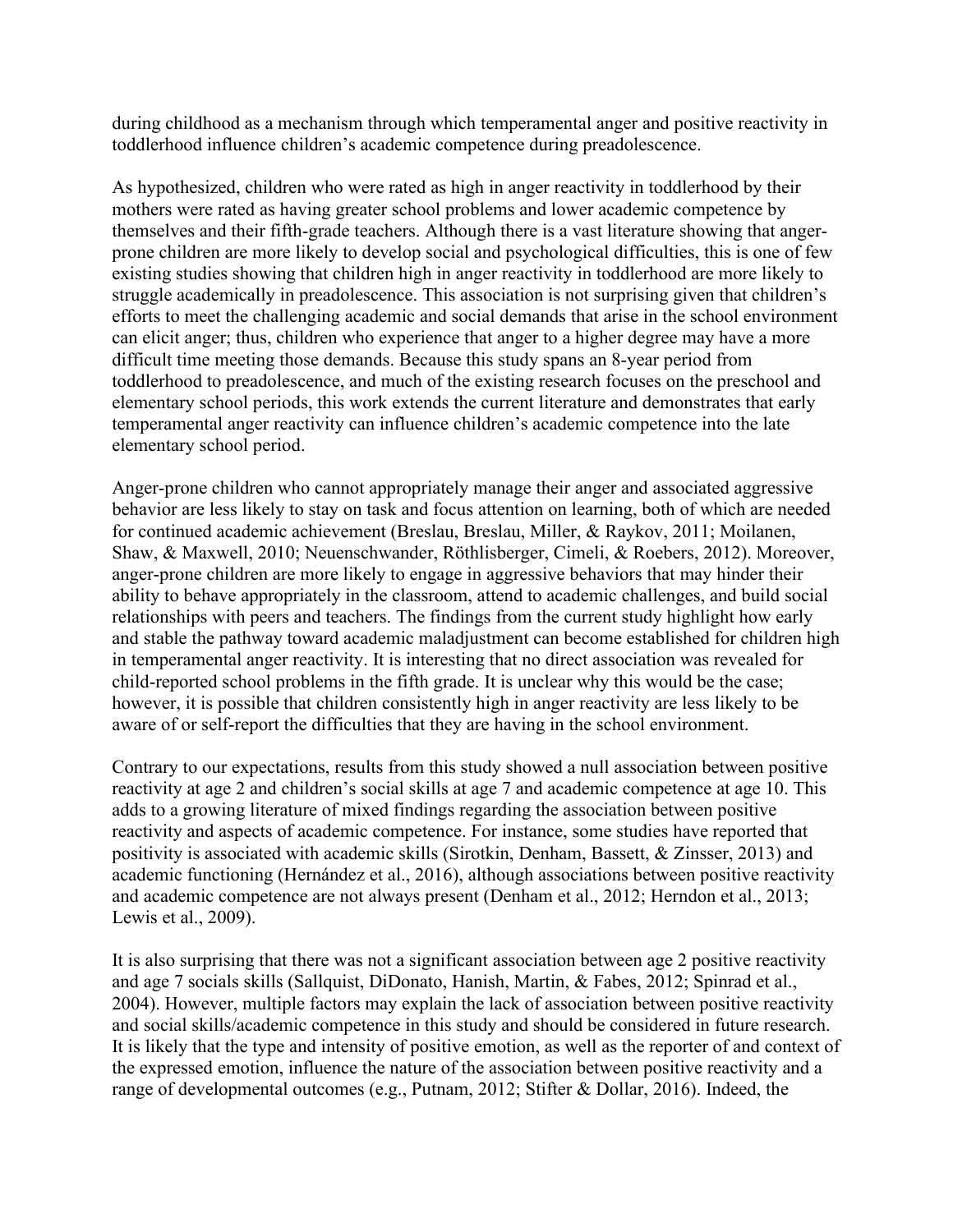during childhood as a mechanism through which temperamental anger and positive reactivity in toddlerhood influence children's academic competence during preadolescence.

As hypothesized, children who were rated as high in anger reactivity in toddlerhood by their mothers were rated as having greater school problems and lower academic competence by themselves and their fifth-grade teachers. Although there is a vast literature showing that anger-prone children are more likely to develop social and psychological difficulties, this is one of few existing studies showing that children high in anger reactivity in toddlerhood are more likely to struggle academically in preadolescence. This association is not surprising given that children's efforts to meet the challenging academic and social demands that arise in the school environment can elicit anger; thus, children who experience that anger to a higher degree may have a more difficult time meeting those demands. Because this study spans an 8-year period from toddlerhood to preadolescence, and much of the existing research focuses on the preschool and elementary school periods, this work extends the current literature and demonstrates that early temperamental anger reactivity can influence children's academic competence into the late elementary school period.

Anger-prone children who cannot appropriately manage their anger and associated aggressive behavior are less likely to stay on task and focus attention on learning, both of which are needed for continued academic achievement (Breslau, Breslau, Miller, & Raykov, 2011; Moilanen, Shaw, & Maxwell, 2010; Neuenschwander, Röthlisberger, Cimeli, & Roebers, 2012). Moreover, anger-prone children are more likely to engage in aggressive behaviors that may hinder their ability to behave appropriately in the classroom, attend to academic challenges, and build social relationships with peers and teachers. The findings from the current study highlight how early and stable the pathway toward academic maladjustment can become established for children high in temperamental anger reactivity. It is interesting that no direct association was revealed for child-reported school problems in the fifth grade. It is unclear why this would be the case; however, it is possible that children consistently high in anger reactivity are less likely to be aware of or self-report the difficulties that they are having in the school environment.

Contrary to our expectations, results from this study showed a null association between positive reactivity at age 2 and children's social skills at age 7 and academic competence at age 10. This adds to a growing literature of mixed findings regarding the association between positive reactivity and aspects of academic competence. For instance, some studies have reported that positivity is associated with academic skills (Sirotkin, Denham, Bassett, & Zinsser, 2013) and academic functioning (Hernández et al., 2016), although associations between positive reactivity and academic competence are not always present (Denham et al., 2012; Herndon et al., 2013; Lewis et al., 2009).

It is also surprising that there was not a significant association between age 2 positive reactivity and age 7 socials skills (Sallquist, DiDonato, Hanish, Martin, & Fabes, 2012; Spinrad et al., 2004). However, multiple factors may explain the lack of association between positive reactivity and social skills/academic competence in this study and should be considered in future research. It is likely that the type and intensity of positive emotion, as well as the reporter of and context of the expressed emotion, influence the nature of the association between positive reactivity and a range of developmental outcomes (e.g., Putnam, 2012; Stifter & Dollar, 2016). Indeed, the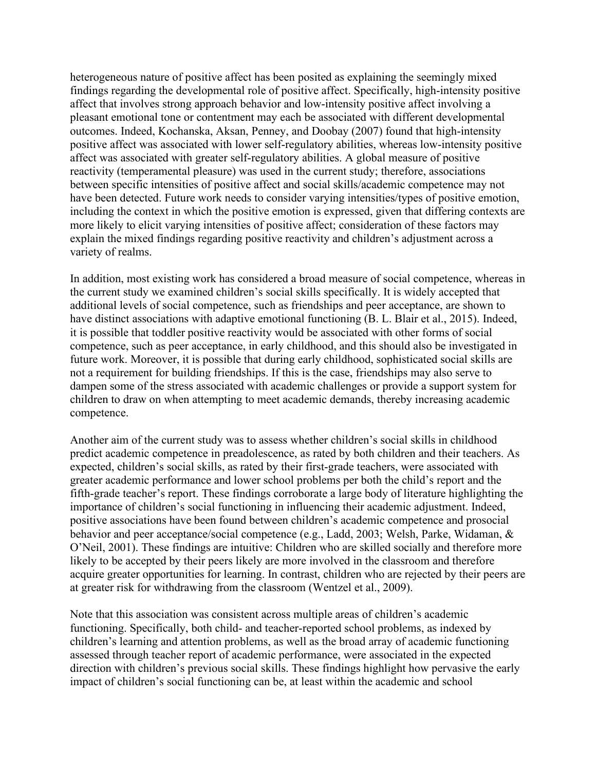heterogeneous nature of positive affect has been posited as explaining the seemingly mixed findings regarding the developmental role of positive affect. Specifically, high-intensity positive affect that involves strong approach behavior and low-intensity positive affect involving a pleasant emotional tone or contentment may each be associated with different developmental outcomes. Indeed, Kochanska, Aksan, Penney, and Doobay (2007) found that high-intensity positive affect was associated with lower self-regulatory abilities, whereas low-intensity positive affect was associated with greater self-regulatory abilities. A global measure of positive reactivity (temperamental pleasure) was used in the current study; therefore, associations between specific intensities of positive affect and social skills/academic competence may not have been detected. Future work needs to consider varying intensities/types of positive emotion, including the context in which the positive emotion is expressed, given that differing contexts are more likely to elicit varying intensities of positive affect; consideration of these factors may explain the mixed findings regarding positive reactivity and children's adjustment across a variety of realms.

In addition, most existing work has considered a broad measure of social competence, whereas in the current study we examined children's social skills specifically. It is widely accepted that additional levels of social competence, such as friendships and peer acceptance, are shown to have distinct associations with adaptive emotional functioning (B. L. Blair et al., 2015). Indeed, it is possible that toddler positive reactivity would be associated with other forms of social competence, such as peer acceptance, in early childhood, and this should also be investigated in future work. Moreover, it is possible that during early childhood, sophisticated social skills are not a requirement for building friendships. If this is the case, friendships may also serve to dampen some of the stress associated with academic challenges or provide a support system for children to draw on when attempting to meet academic demands, thereby increasing academic competence.

Another aim of the current study was to assess whether children's social skills in childhood predict academic competence in preadolescence, as rated by both children and their teachers. As expected, children's social skills, as rated by their first-grade teachers, were associated with greater academic performance and lower school problems per both the child's report and the fifth-grade teacher's report. These findings corroborate a large body of literature highlighting the importance of children's social functioning in influencing their academic adjustment. Indeed, positive associations have been found between children's academic competence and prosocial behavior and peer acceptance/social competence (e.g., Ladd, 2003; Welsh, Parke, Widaman, & O'Neil, 2001). These findings are intuitive: Children who are skilled socially and therefore more likely to be accepted by their peers likely are more involved in the classroom and therefore acquire greater opportunities for learning. In contrast, children who are rejected by their peers are at greater risk for withdrawing from the classroom (Wentzel et al., 2009).

Note that this association was consistent across multiple areas of children's academic functioning. Specifically, both child- and teacher-reported school problems, as indexed by children's learning and attention problems, as well as the broad array of academic functioning assessed through teacher report of academic performance, were associated in the expected direction with children's previous social skills. These findings highlight how pervasive the early impact of children's social functioning can be, at least within the academic and school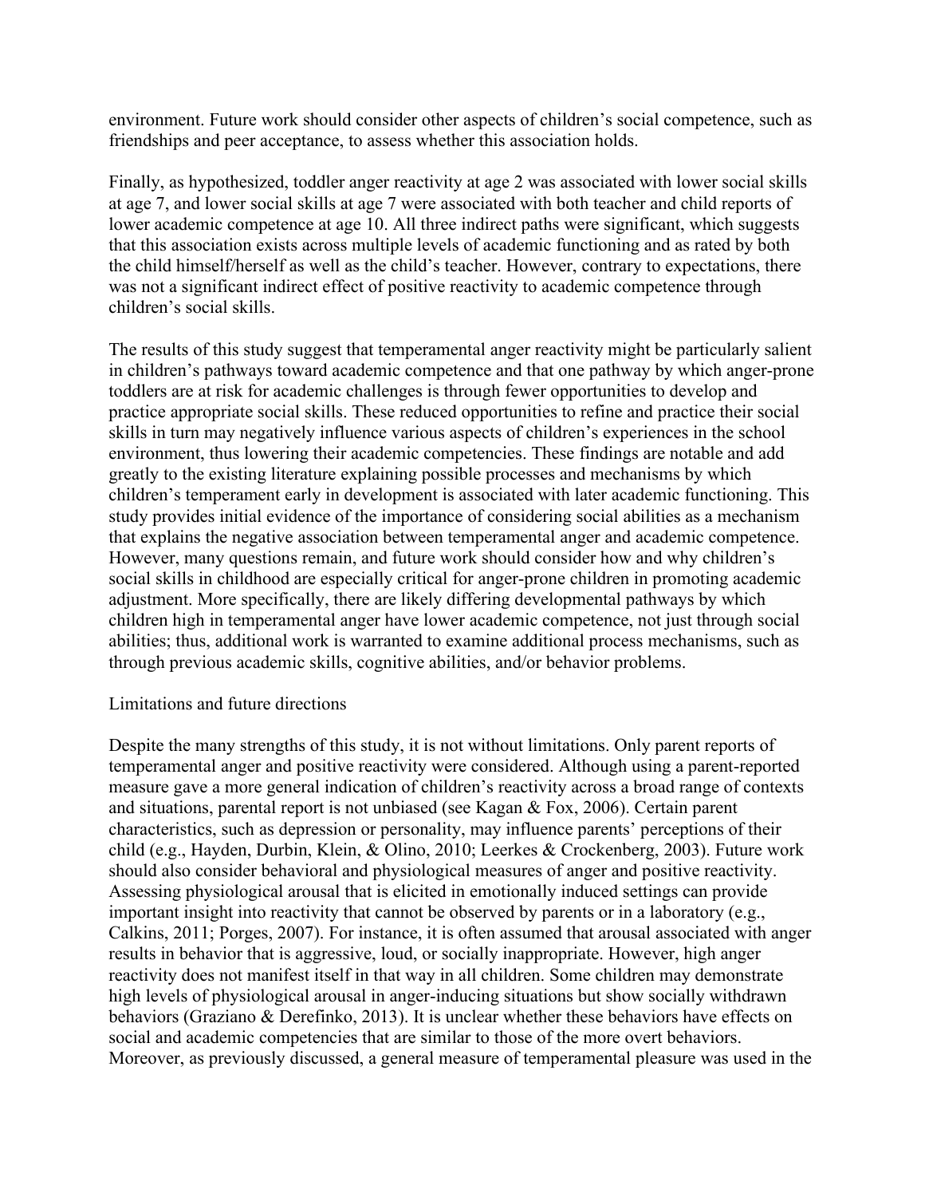environment. Future work should consider other aspects of children's social competence, such as friendships and peer acceptance, to assess whether this association holds.

Finally, as hypothesized, toddler anger reactivity at age 2 was associated with lower social skills at age 7, and lower social skills at age 7 were associated with both teacher and child reports of lower academic competence at age 10. All three indirect paths were significant, which suggests that this association exists across multiple levels of academic functioning and as rated by both the child himself/herself as well as the child's teacher. However, contrary to expectations, there was not a significant indirect effect of positive reactivity to academic competence through children's social skills.

The results of this study suggest that temperamental anger reactivity might be particularly salient in children's pathways toward academic competence and that one pathway by which anger-prone toddlers are at risk for academic challenges is through fewer opportunities to develop and practice appropriate social skills. These reduced opportunities to refine and practice their social skills in turn may negatively influence various aspects of children's experiences in the school environment, thus lowering their academic competencies. These findings are notable and add greatly to the existing literature explaining possible processes and mechanisms by which children's temperament early in development is associated with later academic functioning. This study provides initial evidence of the importance of considering social abilities as a mechanism that explains the negative association between temperamental anger and academic competence. However, many questions remain, and future work should consider how and why children's social skills in childhood are especially critical for anger-prone children in promoting academic adjustment. More specifically, there are likely differing developmental pathways by which children high in temperamental anger have lower academic competence, not just through social abilities; thus, additional work is warranted to examine additional process mechanisms, such as through previous academic skills, cognitive abilities, and/or behavior problems.

## Limitations and future directions

Despite the many strengths of this study, it is not without limitations. Only parent reports of temperamental anger and positive reactivity were considered. Although using a parent-reported measure gave a more general indication of children's reactivity across a broad range of contexts and situations, parental report is not unbiased (see Kagan & Fox, 2006). Certain parent characteristics, such as depression or personality, may influence parents' perceptions of their child (e.g., Hayden, Durbin, Klein, & Olino, 2010; Leerkes & Crockenberg, 2003). Future work should also consider behavioral and physiological measures of anger and positive reactivity. Assessing physiological arousal that is elicited in emotionally induced settings can provide important insight into reactivity that cannot be observed by parents or in a laboratory (e.g., Calkins, 2011; Porges, 2007). For instance, it is often assumed that arousal associated with anger results in behavior that is aggressive, loud, or socially inappropriate. However, high anger reactivity does not manifest itself in that way in all children. Some children may demonstrate high levels of physiological arousal in anger-inducing situations but show socially withdrawn behaviors (Graziano & Derefinko, 2013). It is unclear whether these behaviors have effects on social and academic competencies that are similar to those of the more overt behaviors. Moreover, as previously discussed, a general measure of temperamental pleasure was used in the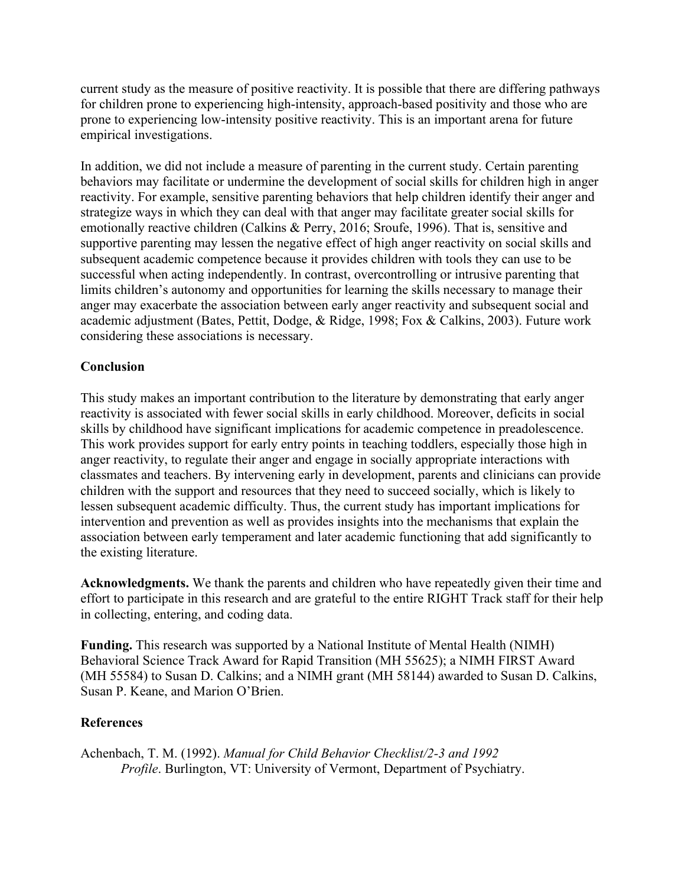current study as the measure of positive reactivity. It is possible that there are differing pathways for children prone to experiencing high-intensity, approach-based positivity and those who are prone to experiencing low-intensity positive reactivity. This is an important arena for future empirical investigations.

In addition, we did not include a measure of parenting in the current study. Certain parenting behaviors may facilitate or undermine the development of social skills for children high in anger reactivity. For example, sensitive parenting behaviors that help children identify their anger and strategize ways in which they can deal with that anger may facilitate greater social skills for emotionally reactive children (Calkins & Perry, 2016; Sroufe, 1996). That is, sensitive and supportive parenting may lessen the negative effect of high anger reactivity on social skills and subsequent academic competence because it provides children with tools they can use to be successful when acting independently. In contrast, overcontrolling or intrusive parenting that limits children's autonomy and opportunities for learning the skills necessary to manage their anger may exacerbate the association between early anger reactivity and subsequent social and academic adjustment (Bates, Pettit, Dodge, & Ridge, 1998; Fox & Calkins, 2003). Future work considering these associations is necessary.

## Conclusion

This study makes an important contribution to the literature by demonstrating that early anger reactivity is associated with fewer social skills in early childhood. Moreover, deficits in social skills by childhood have significant implications for academic competence in preadolescence. This work provides support for early entry points in teaching toddlers, especially those high in anger reactivity, to regulate their anger and engage in socially appropriate interactions with classmates and teachers. By intervening early in development, parents and clinicians can provide children with the support and resources that they need to succeed socially, which is likely to lessen subsequent academic difficulty. Thus, the current study has important implications for intervention and prevention as well as provides insights into the mechanisms that explain the association between early temperament and later academic functioning that add significantly to the existing literature.

**Acknowledgments.** We thank the parents and children who have repeatedly given their time and effort to participate in this research and are grateful to the entire RIGHT Track staff for their help in collecting, entering, and coding data.

**Funding.** This research was supported by a National Institute of Mental Health (NIMH) Behavioral Science Track Award for Rapid Transition (MH 55625); a NIMH FIRST Award (MH 55584) to Susan D. Calkins; and a NIMH grant (MH 58144) awarded to Susan D. Calkins, Susan P. Keane, and Marion O'Brien.

## References

Achenbach, T. M. (1992). *Manual for Child Behavior Checklist/2-3 and 1992 Profile*. Burlington, VT: University of Vermont, Department of Psychiatry.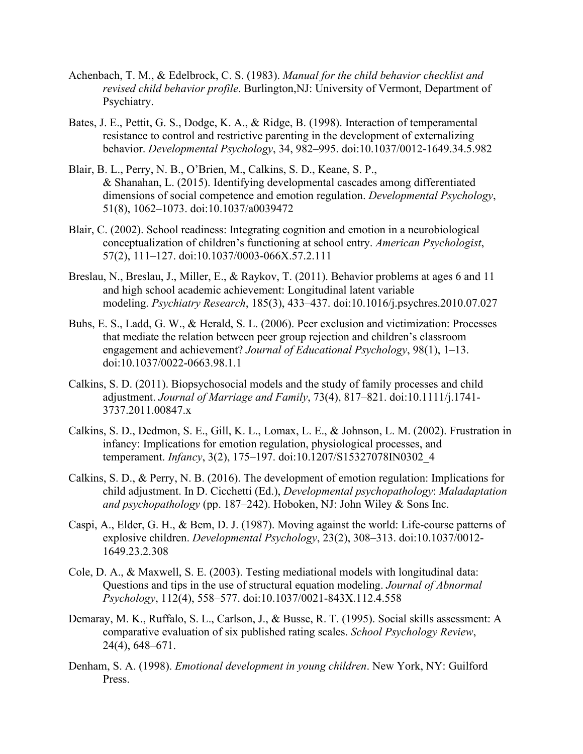Achenbach, T. M., & Edelbrock, C. S. (1983). *Manual for the child behavior checklist and revised child behavior profile*. Burlington,NJ: University of Vermont, Department of Psychiatry.

Bates, J. E., Pettit, G. S., Dodge, K. A., & Ridge, B. (1998). Interaction of temperamental resistance to control and restrictive parenting in the development of externalizing behavior. *Developmental Psychology*, 34, 982–995. doi:10.1037/0012-1649.34.5.982

Blair, B. L., Perry, N. B., O'Brien, M., Calkins, S. D., Keane, S. P., & Shanahan, L. (2015). Identifying developmental cascades among differentiated dimensions of social competence and emotion regulation. *Developmental Psychology*, 51(8), 1062–1073. doi:10.1037/a0039472

Blair, C. (2002). School readiness: Integrating cognition and emotion in a neurobiological conceptualization of children's functioning at school entry. *American Psychologist*, 57(2), 111–127. doi:10.1037/0003-066X.57.2.111

Breslau, N., Breslau, J., Miller, E., & Raykov, T. (2011). Behavior problems at ages 6 and 11 and high school academic achievement: Longitudinal latent variable modeling. *Psychiatry Research*, 185(3), 433–437. doi:10.1016/j.psychres.2010.07.027

Buhs, E. S., Ladd, G. W., & Herald, S. L. (2006). Peer exclusion and victimization: Processes that mediate the relation between peer group rejection and children's classroom engagement and achievement? *Journal of Educational Psychology*, 98(1), 1–13. doi:10.1037/0022-0663.98.1.1

Calkins, S. D. (2011). Biopsychosocial models and the study of family processes and child adjustment. *Journal of Marriage and Family*, 73(4), 817–821. doi:10.1111/j.1741-3737.2011.00847.x

Calkins, S. D., Dedmon, S. E., Gill, K. L., Lomax, L. E., & Johnson, L. M. (2002). Frustration in infancy: Implications for emotion regulation, physiological processes, and temperament. *Infancy*, 3(2), 175–197. doi:10.1207/S15327078IN0302_4

Calkins, S. D., & Perry, N. B. (2016). The development of emotion regulation: Implications for child adjustment. In D. Cicchetti (Ed.), *Developmental psychopathology*: *Maladaptation and psychopathology* (pp. 187–242). Hoboken, NJ: John Wiley & Sons Inc.

Caspi, A., Elder, G. H., & Bem, D. J. (1987). Moving against the world: Life-course patterns of explosive children. *Developmental Psychology*, 23(2), 308–313. doi:10.1037/0012-1649.23.2.308

Cole, D. A., & Maxwell, S. E. (2003). Testing mediational models with longitudinal data: Questions and tips in the use of structural equation modeling. *Journal of Abnormal Psychology*, 112(4), 558–577. doi:10.1037/0021-843X.112.4.558

Demaray, M. K., Ruffalo, S. L., Carlson, J., & Busse, R. T. (1995). Social skills assessment: A comparative evaluation of six published rating scales. *School Psychology Review*, 24(4), 648–671.

Denham, S. A. (1998). *Emotional development in young children*. New York, NY: Guilford Press.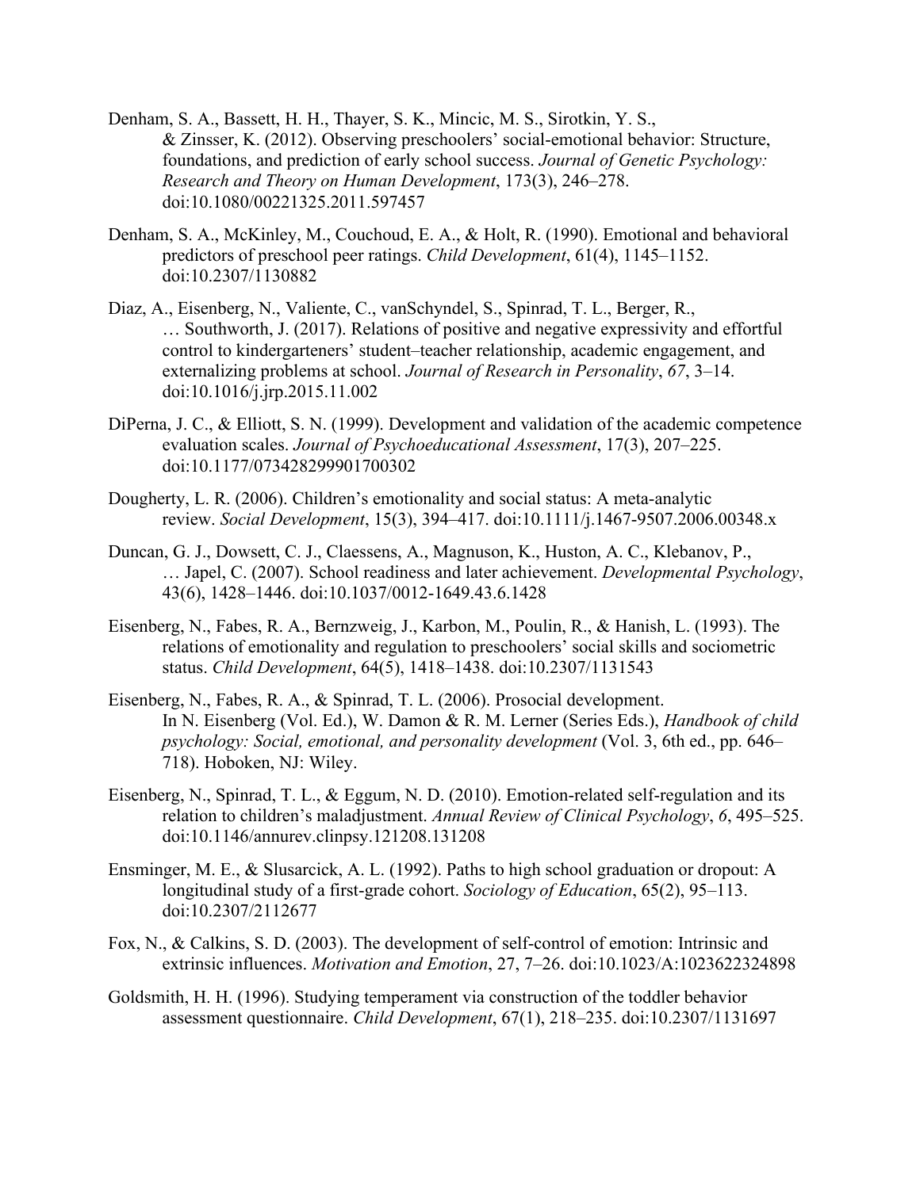Denham, S. A., Bassett, H. H., Thayer, S. K., Mincic, M. S., Sirotkin, Y. S., & Zinsser, K. (2012). Observing preschoolers' social-emotional behavior: Structure, foundations, and prediction of early school success. *Journal of Genetic Psychology: Research and Theory on Human Development*, 173(3), 246–278. doi:10.1080/00221325.2011.597457

Denham, S. A., McKinley, M., Couchoud, E. A., & Holt, R. (1990). Emotional and behavioral predictors of preschool peer ratings. *Child Development*, 61(4), 1145–1152. doi:10.2307/1130882

Diaz, A., Eisenberg, N., Valiente, C., vanSchyndel, S., Spinrad, T. L., Berger, R., … Southworth, J. (2017). Relations of positive and negative expressivity and effortful control to kindergarteners' student–teacher relationship, academic engagement, and externalizing problems at school. *Journal of Research in Personality*, *67*, 3–14. doi:10.1016/j.jrp.2015.11.002

DiPerna, J. C., & Elliott, S. N. (1999). Development and validation of the academic competence evaluation scales. *Journal of Psychoeducational Assessment*, 17(3), 207–225. doi:10.1177/073428299901700302

Dougherty, L. R. (2006). Children's emotionality and social status: A meta-analytic review. *Social Development*, 15(3), 394–417. doi:10.1111/j.1467-9507.2006.00348.x

Duncan, G. J., Dowsett, C. J., Claessens, A., Magnuson, K., Huston, A. C., Klebanov, P., … Japel, C. (2007). School readiness and later achievement. *Developmental Psychology*, 43(6), 1428–1446. doi:10.1037/0012-1649.43.6.1428

Eisenberg, N., Fabes, R. A., Bernzweig, J., Karbon, M., Poulin, R., & Hanish, L. (1993). The relations of emotionality and regulation to preschoolers' social skills and sociometric status. *Child Development*, 64(5), 1418–1438. doi:10.2307/1131543

Eisenberg, N., Fabes, R. A., & Spinrad, T. L. (2006). Prosocial development. In N. Eisenberg (Vol. Ed.), W. Damon & R. M. Lerner (Series Eds.), *Handbook of child psychology: Social, emotional, and personality development* (Vol. 3, 6th ed., pp. 646–718). Hoboken, NJ: Wiley.

Eisenberg, N., Spinrad, T. L., & Eggum, N. D. (2010). Emotion-related self-regulation and its relation to children's maladjustment. *Annual Review of Clinical Psychology*, *6*, 495–525. doi:10.1146/annurev.clinpsy.121208.131208

Ensminger, M. E., & Slusarcick, A. L. (1992). Paths to high school graduation or dropout: A longitudinal study of a first-grade cohort. *Sociology of Education*, 65(2), 95–113. doi:10.2307/2112677

Fox, N., & Calkins, S. D. (2003). The development of self-control of emotion: Intrinsic and extrinsic influences. *Motivation and Emotion*, 27, 7–26. doi:10.1023/A:1023622324898

Goldsmith, H. H. (1996). Studying temperament via construction of the toddler behavior assessment questionnaire. *Child Development*, 67(1), 218–235. doi:10.2307/1131697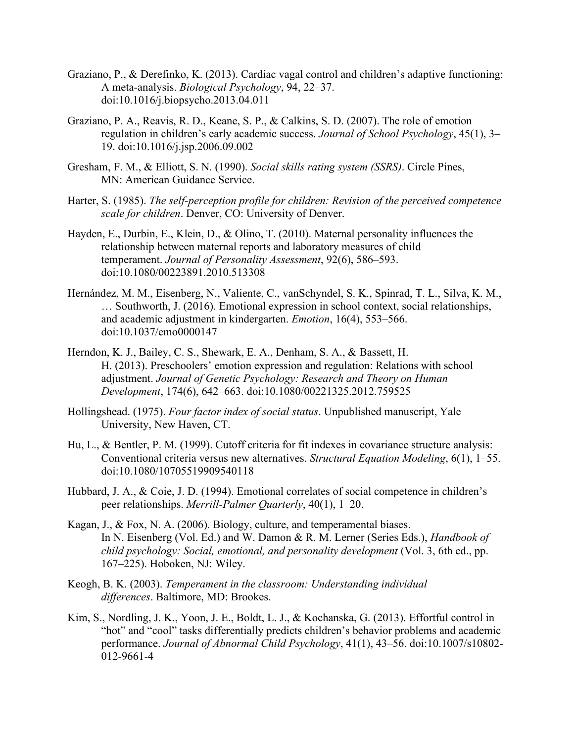Graziano, P., & Derefinko, K. (2013). Cardiac vagal control and children's adaptive functioning: A meta-analysis. *Biological Psychology*, 94, 22–37. doi:10.1016/j.biopsycho.2013.04.011

Graziano, P. A., Reavis, R. D., Keane, S. P., & Calkins, S. D. (2007). The role of emotion regulation in children's early academic success. *Journal of School Psychology*, 45(1), 3–19. doi:10.1016/j.jsp.2006.09.002

Gresham, F. M., & Elliott, S. N. (1990). *Social skills rating system (SSRS)*. Circle Pines, MN: American Guidance Service.

Harter, S. (1985). *The self-perception profile for children: Revision of the perceived competence scale for children*. Denver, CO: University of Denver.

Hayden, E., Durbin, E., Klein, D., & Olino, T. (2010). Maternal personality influences the relationship between maternal reports and laboratory measures of child temperament. *Journal of Personality Assessment*, 92(6), 586–593. doi:10.1080/00223891.2010.513308

Hernández, M. M., Eisenberg, N., Valiente, C., vanSchyndel, S. K., Spinrad, T. L., Silva, K. M., … Southworth, J. (2016). Emotional expression in school context, social relationships, and academic adjustment in kindergarten. *Emotion*, 16(4), 553–566. doi:10.1037/emo0000147

Herndon, K. J., Bailey, C. S., Shewark, E. A., Denham, S. A., & Bassett, H. H. (2013). Preschoolers' emotion expression and regulation: Relations with school adjustment. *Journal of Genetic Psychology: Research and Theory on Human Development*, 174(6), 642–663. doi:10.1080/00221325.2012.759525

Hollingshead. (1975). *Four factor index of social status*. Unpublished manuscript, Yale University, New Haven, CT.

Hu, L., & Bentler, P. M. (1999). Cutoff criteria for fit indexes in covariance structure analysis: Conventional criteria versus new alternatives. *Structural Equation Modeling*, 6(1), 1–55. doi:10.1080/10705519909540118

Hubbard, J. A., & Coie, J. D. (1994). Emotional correlates of social competence in children's peer relationships. *Merrill-Palmer Quarterly*, 40(1), 1–20.

Kagan, J., & Fox, N. A. (2006). Biology, culture, and temperamental biases. In N. Eisenberg (Vol. Ed.) and W. Damon & R. M. Lerner (Series Eds.), *Handbook of child psychology: Social, emotional, and personality development* (Vol. 3, 6th ed., pp. 167–225). Hoboken, NJ: Wiley.

Keogh, B. K. (2003). *Temperament in the classroom: Understanding individual differences*. Baltimore, MD: Brookes.

Kim, S., Nordling, J. K., Yoon, J. E., Boldt, L. J., & Kochanska, G. (2013). Effortful control in "hot" and "cool" tasks differentially predicts children's behavior problems and academic performance. *Journal of Abnormal Child Psychology*, 41(1), 43–56. doi:10.1007/s10802-012-9661-4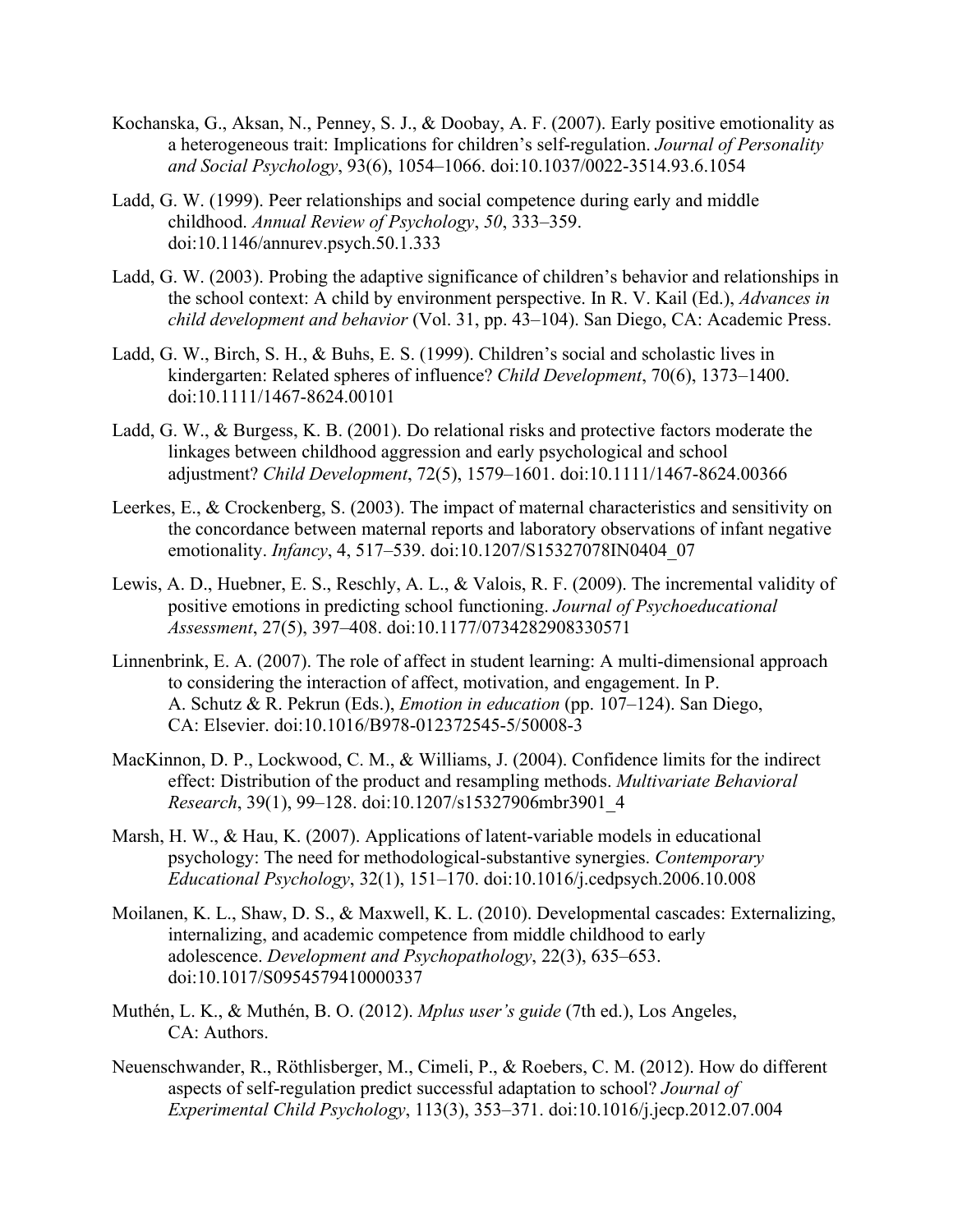Kochanska, G., Aksan, N., Penney, S. J., & Doobay, A. F. (2007). Early positive emotionality as a heterogeneous trait: Implications for children's self-regulation. *Journal of Personality and Social Psychology*, 93(6), 1054–1066. doi:10.1037/0022-3514.93.6.1054

Ladd, G. W. (1999). Peer relationships and social competence during early and middle childhood. *Annual Review of Psychology*, *50*, 333–359. doi:10.1146/annurev.psych.50.1.333

Ladd, G. W. (2003). Probing the adaptive significance of children's behavior and relationships in the school context: A child by environment perspective. In R. V. Kail (Ed.), *Advances in child development and behavior* (Vol. 31, pp. 43–104). San Diego, CA: Academic Press.

Ladd, G. W., Birch, S. H., & Buhs, E. S. (1999). Children's social and scholastic lives in kindergarten: Related spheres of influence? *Child Development*, 70(6), 1373–1400. doi:10.1111/1467-8624.00101

Ladd, G. W., & Burgess, K. B. (2001). Do relational risks and protective factors moderate the linkages between childhood aggression and early psychological and school adjustment? *Child Development*, 72(5), 1579–1601. doi:10.1111/1467-8624.00366

Leerkes, E., & Crockenberg, S. (2003). The impact of maternal characteristics and sensitivity on the concordance between maternal reports and laboratory observations of infant negative emotionality. *Infancy*, 4, 517–539. doi:10.1207/S15327078IN0404_07

Lewis, A. D., Huebner, E. S., Reschly, A. L., & Valois, R. F. (2009). The incremental validity of positive emotions in predicting school functioning. *Journal of Psychoeducational Assessment*, 27(5), 397–408. doi:10.1177/0734282908330571

Linnenbrink, E. A. (2007). The role of affect in student learning: A multi-dimensional approach to considering the interaction of affect, motivation, and engagement. In P. A. Schutz & R. Pekrun (Eds.), *Emotion in education* (pp. 107–124). San Diego, CA: Elsevier. doi:10.1016/B978-012372545-5/50008-3

MacKinnon, D. P., Lockwood, C. M., & Williams, J. (2004). Confidence limits for the indirect effect: Distribution of the product and resampling methods. *Multivariate Behavioral Research*, 39(1), 99–128. doi:10.1207/s15327906mbr3901_4

Marsh, H. W., & Hau, K. (2007). Applications of latent-variable models in educational psychology: The need for methodological-substantive synergies. *Contemporary Educational Psychology*, 32(1), 151–170. doi:10.1016/j.cedpsych.2006.10.008

Moilanen, K. L., Shaw, D. S., & Maxwell, K. L. (2010). Developmental cascades: Externalizing, internalizing, and academic competence from middle childhood to early adolescence. *Development and Psychopathology*, 22(3), 635–653. doi:10.1017/S0954579410000337

Muthén, L. K., & Muthén, B. O. (2012). *Mplus user's guide* (7th ed.), Los Angeles, CA: Authors.

Neuenschwander, R., Röthlisberger, M., Cimeli, P., & Roebers, C. M. (2012). How do different aspects of self-regulation predict successful adaptation to school? *Journal of Experimental Child Psychology*, 113(3), 353–371. doi:10.1016/j.jecp.2012.07.004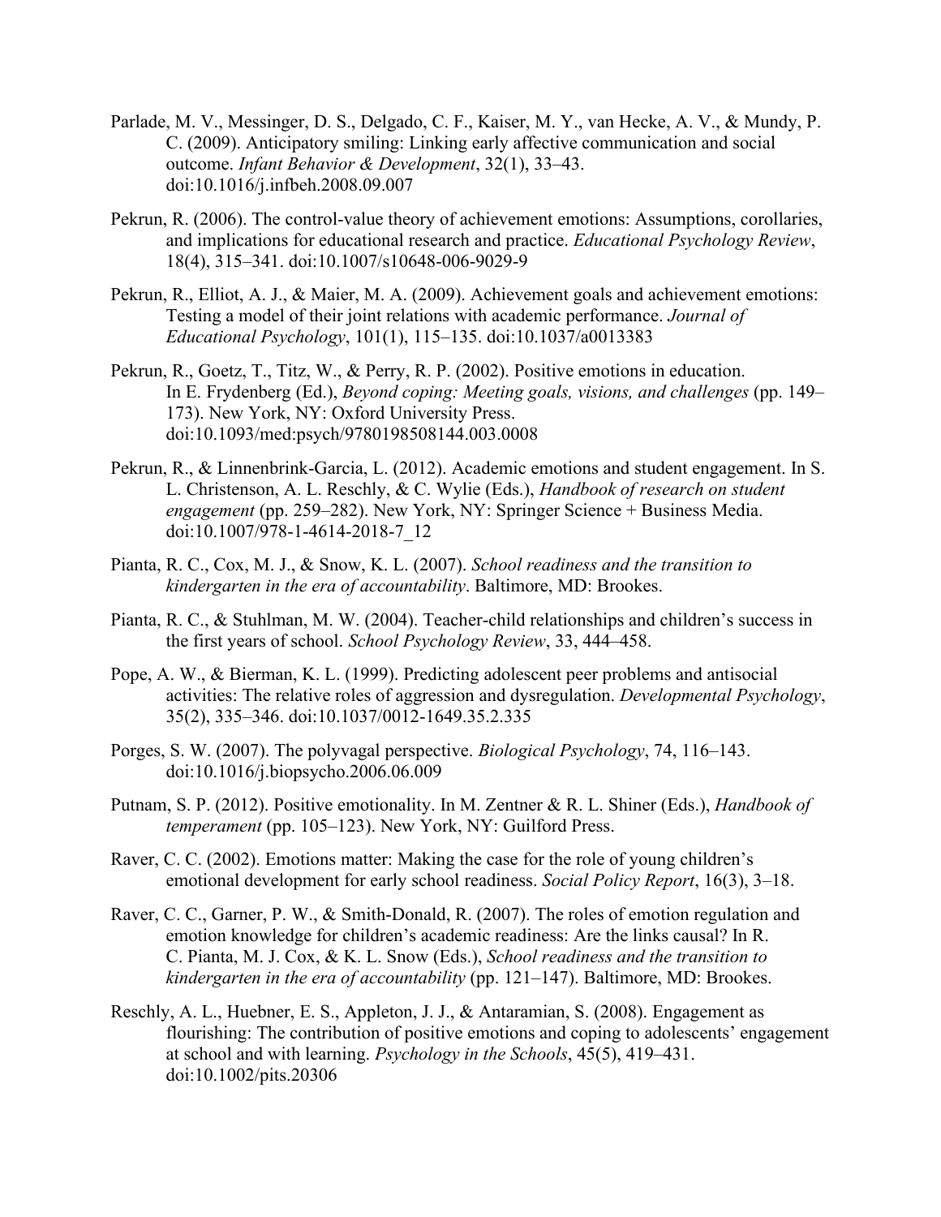Parlade, M. V., Messinger, D. S., Delgado, C. F., Kaiser, M. Y., van Hecke, A. V., & Mundy, P. C. (2009). Anticipatory smiling: Linking early affective communication and social outcome. *Infant Behavior & Development*, 32(1), 33–43. doi:10.1016/j.infbeh.2008.09.007

Pekrun, R. (2006). The control-value theory of achievement emotions: Assumptions, corollaries, and implications for educational research and practice. *Educational Psychology Review*, 18(4), 315–341. doi:10.1007/s10648-006-9029-9

Pekrun, R., Elliot, A. J., & Maier, M. A. (2009). Achievement goals and achievement emotions: Testing a model of their joint relations with academic performance. *Journal of Educational Psychology*, 101(1), 115–135. doi:10.1037/a0013383

Pekrun, R., Goetz, T., Titz, W., & Perry, R. P. (2002). Positive emotions in education. In E. Frydenberg (Ed.), *Beyond coping: Meeting goals, visions, and challenges* (pp. 149–173). New York, NY: Oxford University Press. doi:10.1093/med:psych/9780198508144.003.0008

Pekrun, R., & Linnenbrink-Garcia, L. (2012). Academic emotions and student engagement. In S. L. Christenson, A. L. Reschly, & C. Wylie (Eds.), *Handbook of research on student engagement* (pp. 259–282). New York, NY: Springer Science + Business Media. doi:10.1007/978-1-4614-2018-7_12

Pianta, R. C., Cox, M. J., & Snow, K. L. (2007). *School readiness and the transition to kindergarten in the era of accountability*. Baltimore, MD: Brookes.

Pianta, R. C., & Stuhlman, M. W. (2004). Teacher-child relationships and children's success in the first years of school. *School Psychology Review*, 33, 444–458.

Pope, A. W., & Bierman, K. L. (1999). Predicting adolescent peer problems and antisocial activities: The relative roles of aggression and dysregulation. *Developmental Psychology*, 35(2), 335–346. doi:10.1037/0012-1649.35.2.335

Porges, S. W. (2007). The polyvagal perspective. *Biological Psychology*, 74, 116–143. doi:10.1016/j.biopsycho.2006.06.009

Putnam, S. P. (2012). Positive emotionality. In M. Zentner & R. L. Shiner (Eds.), *Handbook of temperament* (pp. 105–123). New York, NY: Guilford Press.

Raver, C. C. (2002). Emotions matter: Making the case for the role of young children's emotional development for early school readiness. *Social Policy Report*, 16(3), 3–18.

Raver, C. C., Garner, P. W., & Smith-Donald, R. (2007). The roles of emotion regulation and emotion knowledge for children's academic readiness: Are the links causal? In R. C. Pianta, M. J. Cox, & K. L. Snow (Eds.), *School readiness and the transition to kindergarten in the era of accountability* (pp. 121–147). Baltimore, MD: Brookes.

Reschly, A. L., Huebner, E. S., Appleton, J. J., & Antaramian, S. (2008). Engagement as flourishing: The contribution of positive emotions and coping to adolescents' engagement at school and with learning. *Psychology in the Schools*, 45(5), 419–431. doi:10.1002/pits.20306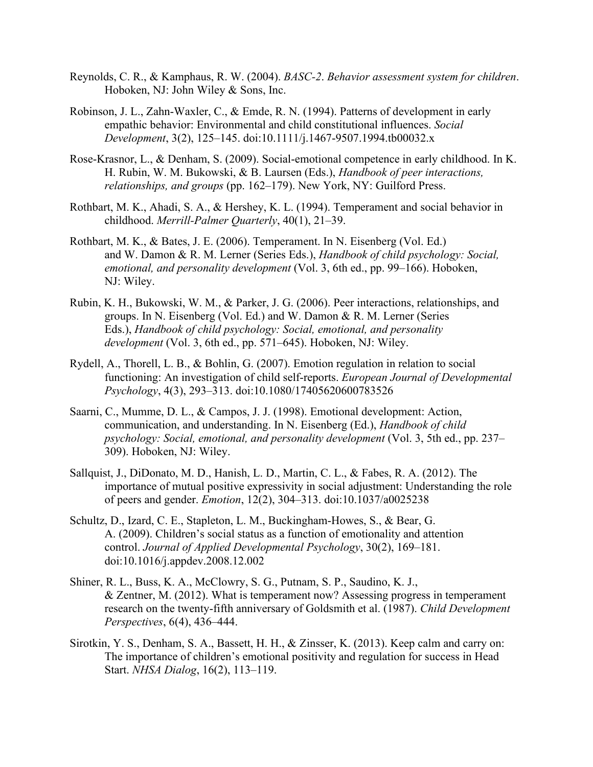Reynolds, C. R., & Kamphaus, R. W. (2004). *BASC-2. Behavior assessment system for children*. Hoboken, NJ: John Wiley & Sons, Inc.

Robinson, J. L., Zahn-Waxler, C., & Emde, R. N. (1994). Patterns of development in early empathic behavior: Environmental and child constitutional influences. *Social Development*, 3(2), 125–145. doi:10.1111/j.1467-9507.1994.tb00032.x

Rose-Krasnor, L., & Denham, S. (2009). Social-emotional competence in early childhood. In K. H. Rubin, W. M. Bukowski, & B. Laursen (Eds.), *Handbook of peer interactions, relationships, and groups* (pp. 162–179). New York, NY: Guilford Press.

Rothbart, M. K., Ahadi, S. A., & Hershey, K. L. (1994). Temperament and social behavior in childhood. *Merrill-Palmer Quarterly*, 40(1), 21–39.

Rothbart, M. K., & Bates, J. E. (2006). Temperament. In N. Eisenberg (Vol. Ed.) and W. Damon & R. M. Lerner (Series Eds.), *Handbook of child psychology: Social, emotional, and personality development* (Vol. 3, 6th ed., pp. 99–166). Hoboken, NJ: Wiley.

Rubin, K. H., Bukowski, W. M., & Parker, J. G. (2006). Peer interactions, relationships, and groups. In N. Eisenberg (Vol. Ed.) and W. Damon & R. M. Lerner (Series Eds.), *Handbook of child psychology: Social, emotional, and personality development* (Vol. 3, 6th ed., pp. 571–645). Hoboken, NJ: Wiley.

Rydell, A., Thorell, L. B., & Bohlin, G. (2007). Emotion regulation in relation to social functioning: An investigation of child self-reports. *European Journal of Developmental Psychology*, 4(3), 293–313. doi:10.1080/17405620600783526

Saarni, C., Mumme, D. L., & Campos, J. J. (1998). Emotional development: Action, communication, and understanding. In N. Eisenberg (Ed.), *Handbook of child psychology: Social, emotional, and personality development* (Vol. 3, 5th ed., pp. 237–309). Hoboken, NJ: Wiley.

Sallquist, J., DiDonato, M. D., Hanish, L. D., Martin, C. L., & Fabes, R. A. (2012). The importance of mutual positive expressivity in social adjustment: Understanding the role of peers and gender. *Emotion*, 12(2), 304–313. doi:10.1037/a0025238

Schultz, D., Izard, C. E., Stapleton, L. M., Buckingham-Howes, S., & Bear, G. A. (2009). Children's social status as a function of emotionality and attention control. *Journal of Applied Developmental Psychology*, 30(2), 169–181. doi:10.1016/j.appdev.2008.12.002

Shiner, R. L., Buss, K. A., McClowry, S. G., Putnam, S. P., Saudino, K. J., & Zentner, M. (2012). What is temperament now? Assessing progress in temperament research on the twenty-fifth anniversary of Goldsmith et al. (1987). *Child Development Perspectives*, 6(4), 436–444.

Sirotkin, Y. S., Denham, S. A., Bassett, H. H., & Zinsser, K. (2013). Keep calm and carry on: The importance of children's emotional positivity and regulation for success in Head Start. *NHSA Dialog*, 16(2), 113–119.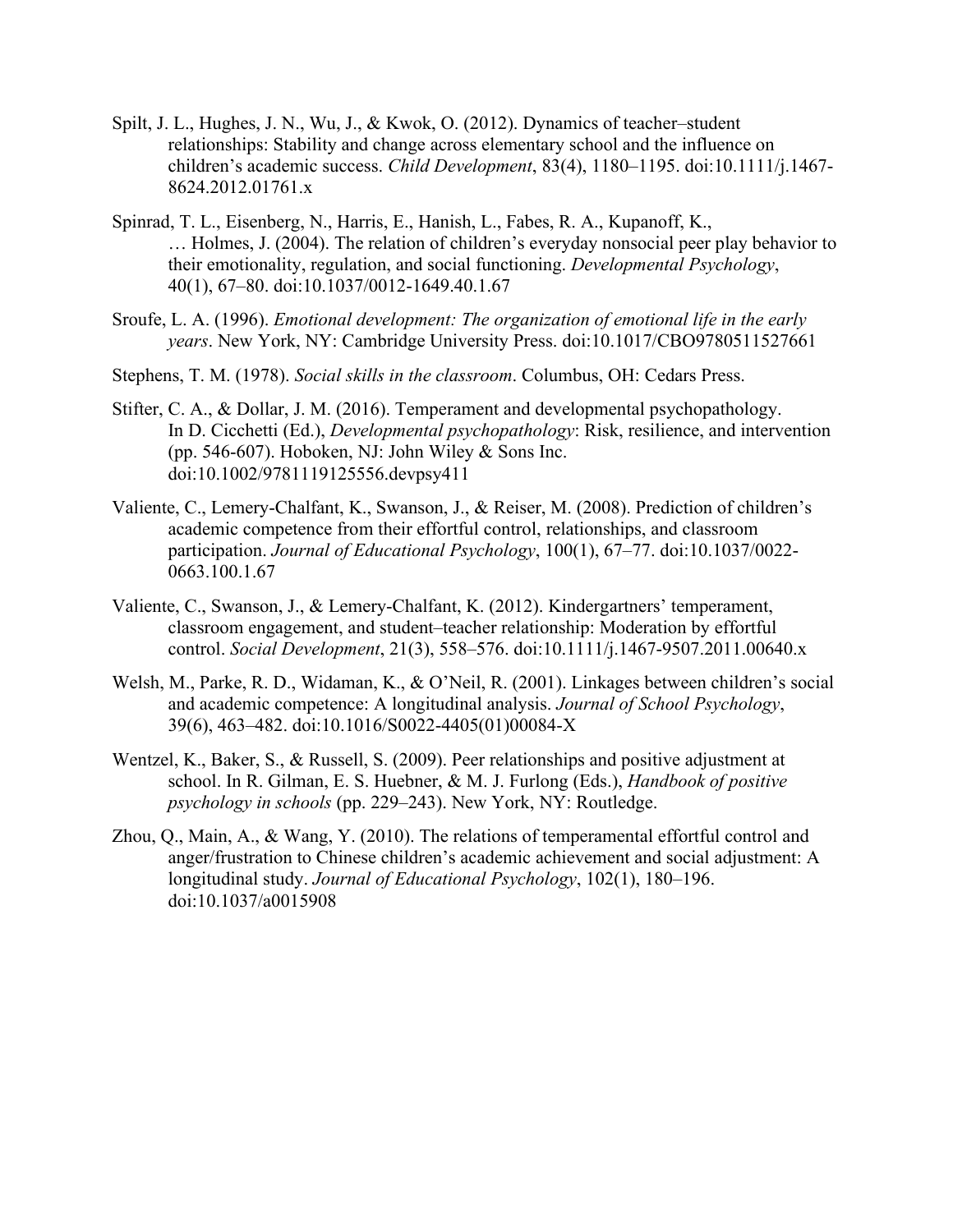Spilt, J. L., Hughes, J. N., Wu, J., & Kwok, O. (2012). Dynamics of teacher–student relationships: Stability and change across elementary school and the influence on children's academic success. *Child Development*, 83(4), 1180–1195. doi:10.1111/j.1467-8624.2012.01761.x

Spinrad, T. L., Eisenberg, N., Harris, E., Hanish, L., Fabes, R. A., Kupanoff, K., … Holmes, J. (2004). The relation of children's everyday nonsocial peer play behavior to their emotionality, regulation, and social functioning. *Developmental Psychology*, 40(1), 67–80. doi:10.1037/0012-1649.40.1.67

Sroufe, L. A. (1996). *Emotional development: The organization of emotional life in the early years*. New York, NY: Cambridge University Press. doi:10.1017/CBO9780511527661

Stephens, T. M. (1978). *Social skills in the classroom*. Columbus, OH: Cedars Press.

Stifter, C. A., & Dollar, J. M. (2016). Temperament and developmental psychopathology. In D. Cicchetti (Ed.), *Developmental psychopathology*: Risk, resilience, and intervention (pp. 546-607). Hoboken, NJ: John Wiley & Sons Inc. doi:10.1002/9781119125556.devpsy411

Valiente, C., Lemery-Chalfant, K., Swanson, J., & Reiser, M. (2008). Prediction of children's academic competence from their effortful control, relationships, and classroom participation. *Journal of Educational Psychology*, 100(1), 67–77. doi:10.1037/0022-0663.100.1.67

Valiente, C., Swanson, J., & Lemery-Chalfant, K. (2012). Kindergartners' temperament, classroom engagement, and student–teacher relationship: Moderation by effortful control. *Social Development*, 21(3), 558–576. doi:10.1111/j.1467-9507.2011.00640.x

Welsh, M., Parke, R. D., Widaman, K., & O'Neil, R. (2001). Linkages between children's social and academic competence: A longitudinal analysis. *Journal of School Psychology*, 39(6), 463–482. doi:10.1016/S0022-4405(01)00084-X

Wentzel, K., Baker, S., & Russell, S. (2009). Peer relationships and positive adjustment at school. In R. Gilman, E. S. Huebner, & M. J. Furlong (Eds.), *Handbook of positive psychology in schools* (pp. 229–243). New York, NY: Routledge.

Zhou, Q., Main, A., & Wang, Y. (2010). The relations of temperamental effortful control and anger/frustration to Chinese children's academic achievement and social adjustment: A longitudinal study. *Journal of Educational Psychology*, 102(1), 180–196. doi:10.1037/a0015908